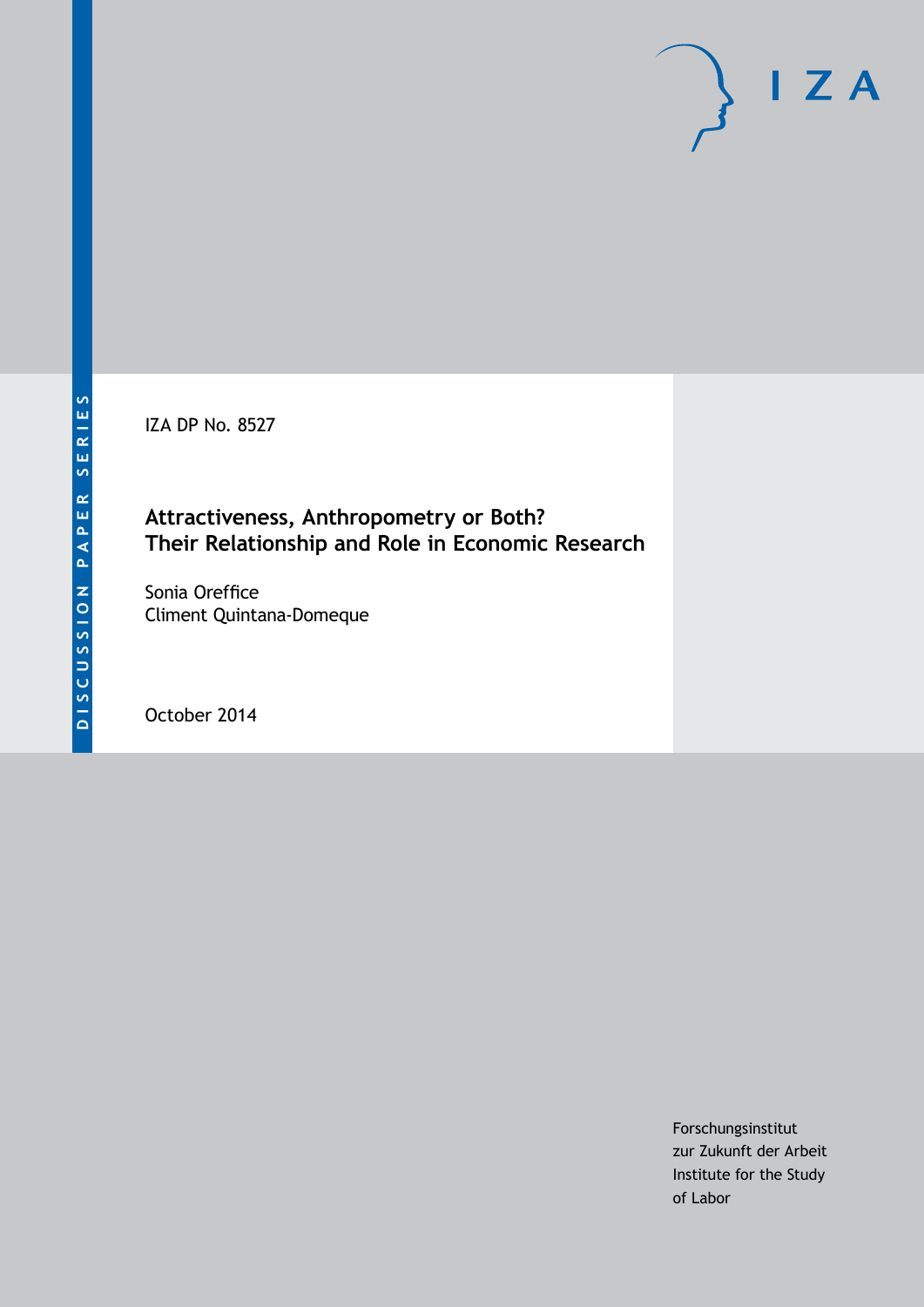DISCUSSION PAPER SERIES

IZA DP No. 8527

# Attractiveness, Anthropometry or Both? Their Relationship and Role in Economic Research

Sonia Oreffice
Climent Quintana-Domeque

October 2014

Forschungsinstitut
zur Zukunft der Arbeit
Institute for the Study
of Labor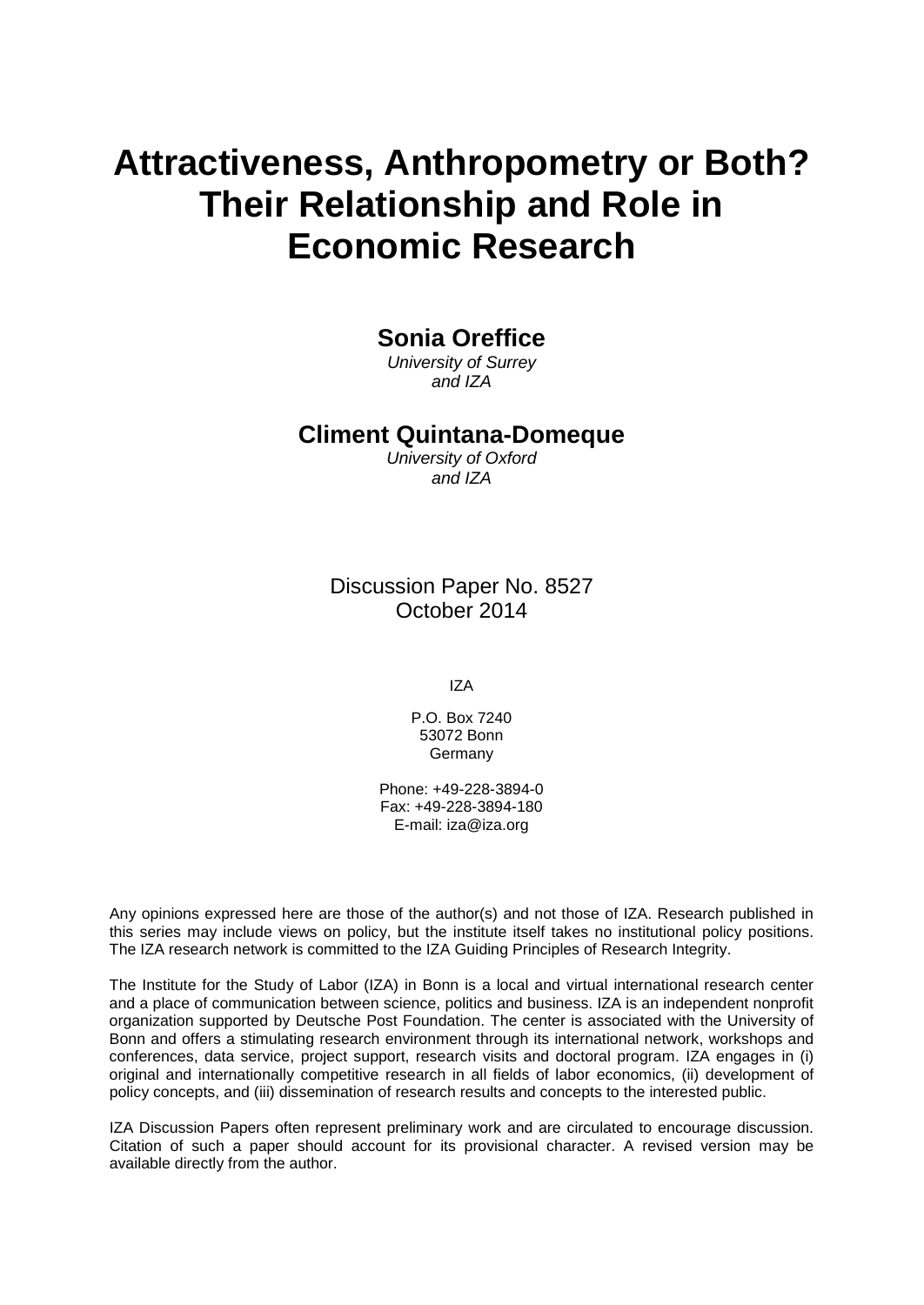# Attractiveness, Anthropometry or Both? Their Relationship and Role in Economic Research

**Sonia Oreffice**

*University of Surrey and IZA*

**Climent Quintana-Domeque**

*University of Oxford and IZA*

Discussion Paper No. 8527
October 2014

IZA

P.O. Box 7240
53072 Bonn
Germany

Phone: +49-228-3894-0
Fax: +49-228-3894-180
E-mail: iza@iza.org

Any opinions expressed here are those of the author(s) and not those of IZA. Research published in this series may include views on policy, but the institute itself takes no institutional policy positions. The IZA research network is committed to the IZA Guiding Principles of Research Integrity.

The Institute for the Study of Labor (IZA) in Bonn is a local and virtual international research center and a place of communication between science, politics and business. IZA is an independent nonprofit organization supported by Deutsche Post Foundation. The center is associated with the University of Bonn and offers a stimulating research environment through its international network, workshops and conferences, data service, project support, research visits and doctoral program. IZA engages in (i) original and internationally competitive research in all fields of labor economics, (ii) development of policy concepts, and (iii) dissemination of research results and concepts to the interested public.

IZA Discussion Papers often represent preliminary work and are circulated to encourage discussion. Citation of such a paper should account for its provisional character. A revised version may be available directly from the author.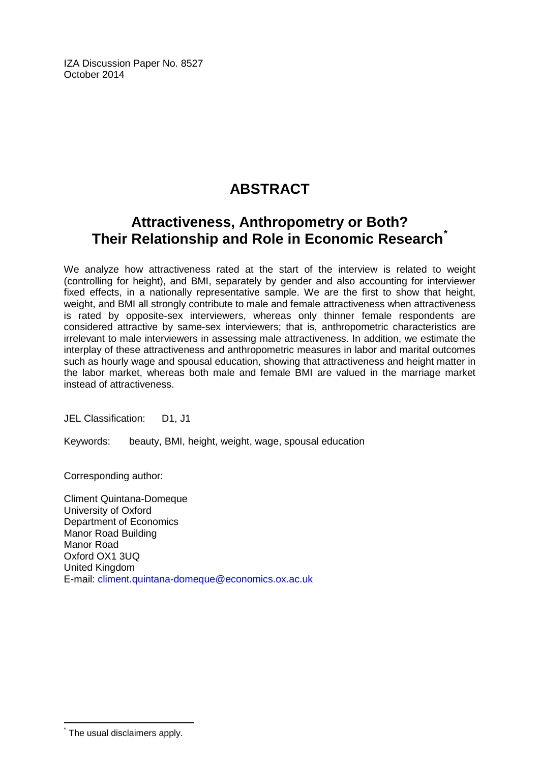IZA Discussion Paper No. 8527
October 2014

# ABSTRACT

## Attractiveness, Anthropometry or Both? Their Relationship and Role in Economic Research[*]

We analyze how attractiveness rated at the start of the interview is related to weight (controlling for height), and BMI, separately by gender and also accounting for interviewer fixed effects, in a nationally representative sample. We are the first to show that height, weight, and BMI all strongly contribute to male and female attractiveness when attractiveness is rated by opposite-sex interviewers, whereas only thinner female respondents are considered attractive by same-sex interviewers; that is, anthropometric characteristics are irrelevant to male interviewers in assessing male attractiveness. In addition, we estimate the interplay of these attractiveness and anthropometric measures in labor and marital outcomes such as hourly wage and spousal education, showing that attractiveness and height matter in the labor market, whereas both male and female BMI are valued in the marriage market instead of attractiveness.

JEL Classification: D1, J1

Keywords: beauty, BMI, height, weight, wage, spousal education

Corresponding author:

Climent Quintana-Domeque
University of Oxford
Department of Economics
Manor Road Building
Manor Road
Oxford OX1 3UQ
United Kingdom
E-mail: climent.quintana-domeque@economics.ox.ac.uk

[*] The usual disclaimers apply.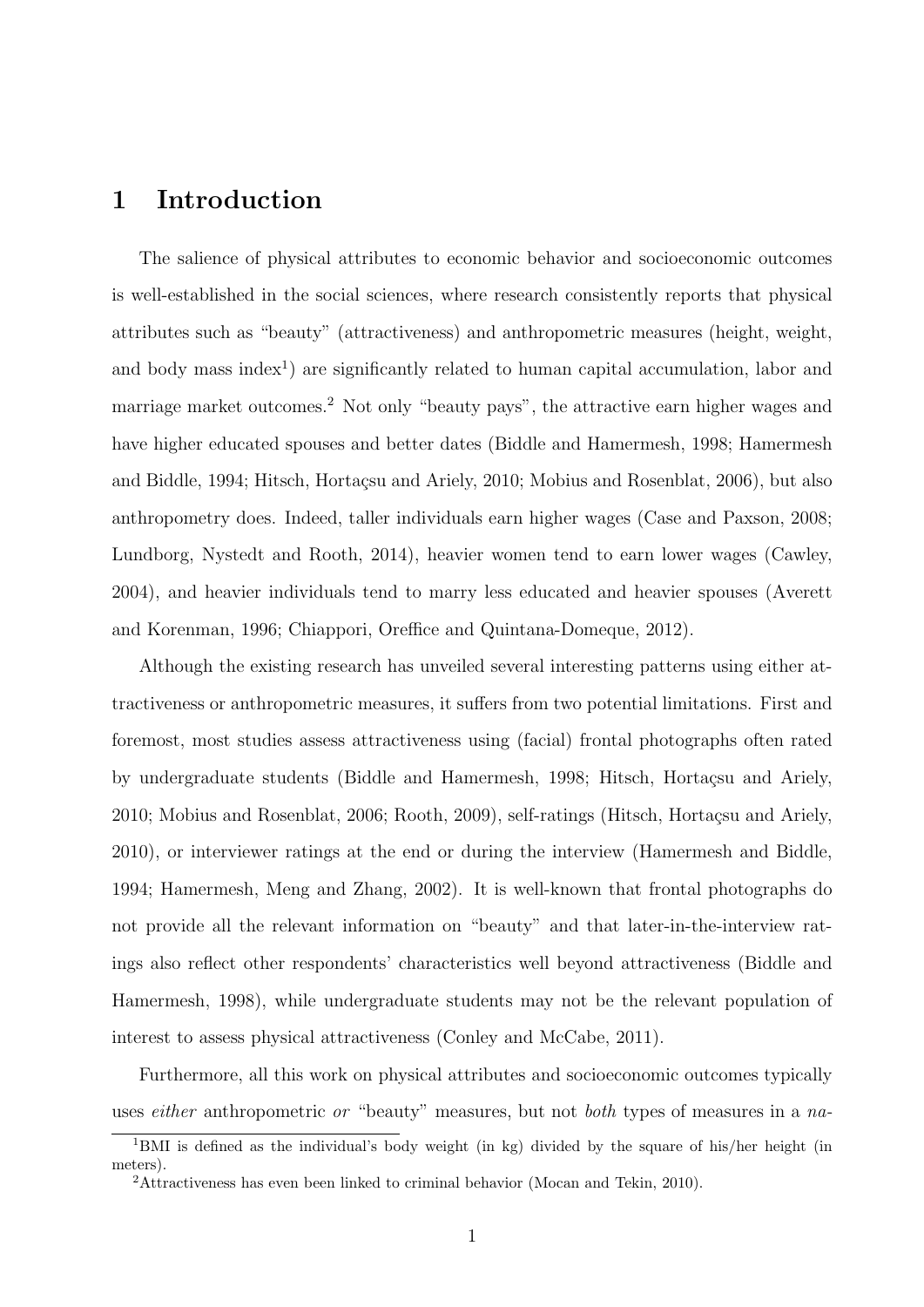# 1 Introduction

The salience of physical attributes to economic behavior and socioeconomic outcomes is well-established in the social sciences, where research consistently reports that physical attributes such as "beauty" (attractiveness) and anthropometric measures (height, weight, and body mass index[1]) are significantly related to human capital accumulation, labor and marriage market outcomes.[2] Not only "beauty pays", the attractive earn higher wages and have higher educated spouses and better dates (Biddle and Hamermesh, 1998; Hamermesh and Biddle, 1994; Hitsch, Hortaçsu and Ariely, 2010; Mobius and Rosenblat, 2006), but also anthropometry does. Indeed, taller individuals earn higher wages (Case and Paxson, 2008; Lundborg, Nystedt and Rooth, 2014), heavier women tend to earn lower wages (Cawley, 2004), and heavier individuals tend to marry less educated and heavier spouses (Averett and Korenman, 1996; Chiappori, Oreffice and Quintana-Domeque, 2012).

Although the existing research has unveiled several interesting patterns using either attractiveness or anthropometric measures, it suffers from two potential limitations. First and foremost, most studies assess attractiveness using (facial) frontal photographs often rated by undergraduate students (Biddle and Hamermesh, 1998; Hitsch, Hortaçsu and Ariely, 2010; Mobius and Rosenblat, 2006; Rooth, 2009), self-ratings (Hitsch, Hortaçsu and Ariely, 2010), or interviewer ratings at the end or during the interview (Hamermesh and Biddle, 1994; Hamermesh, Meng and Zhang, 2002). It is well-known that frontal photographs do not provide all the relevant information on "beauty" and that later-in-the-interview ratings also reflect other respondents' characteristics well beyond attractiveness (Biddle and Hamermesh, 1998), while undergraduate students may not be the relevant population of interest to assess physical attractiveness (Conley and McCabe, 2011).

Furthermore, all this work on physical attributes and socioeconomic outcomes typically uses *either* anthropometric *or* "beauty" measures, but not *both* types of measures in a *na-*

[1] BMI is defined as the individual's body weight (in kg) divided by the square of his/her height (in meters).

[2] Attractiveness has even been linked to criminal behavior (Mocan and Tekin, 2010).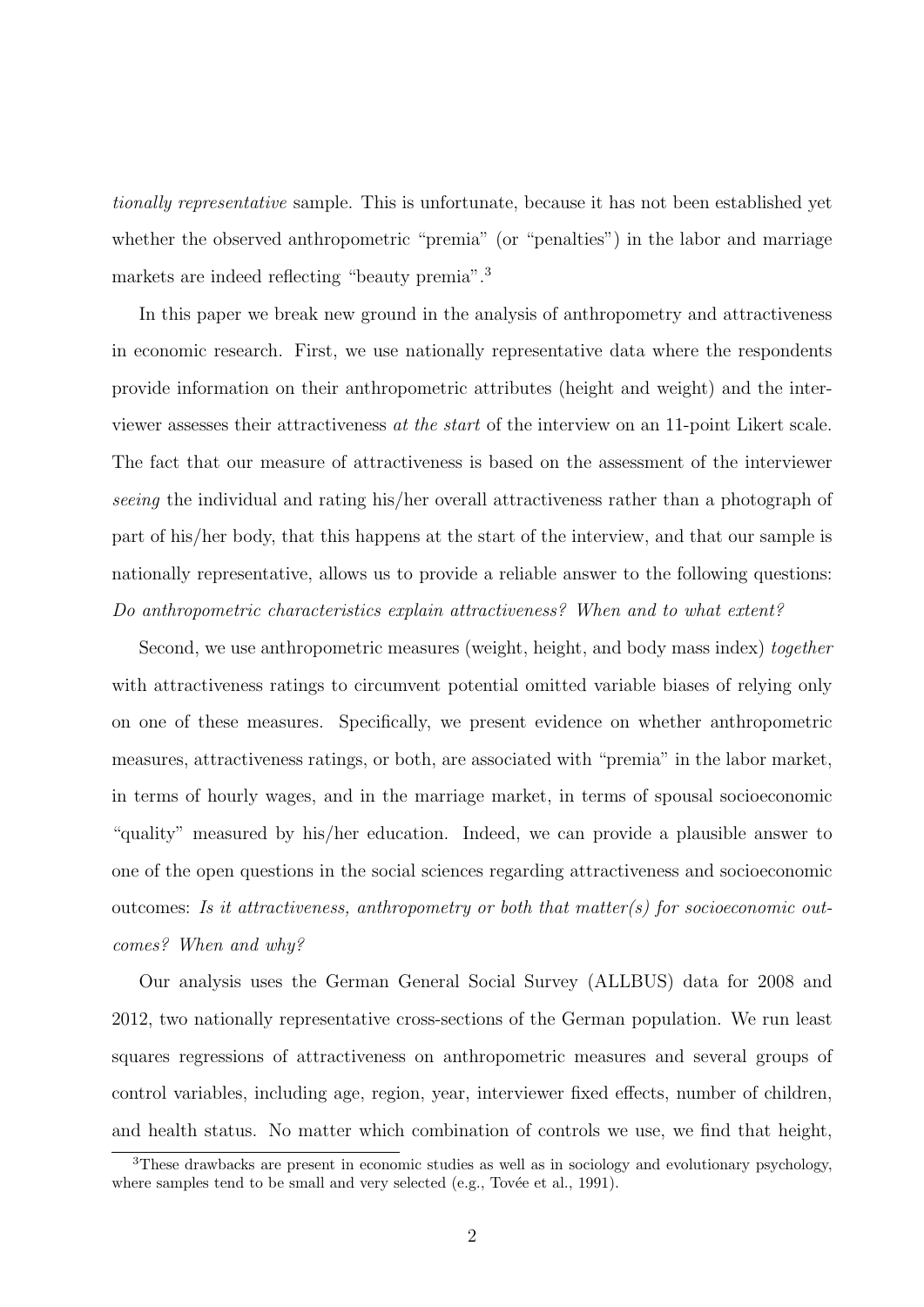*tionally representative* sample. This is unfortunate, because it has not been established yet whether the observed anthropometric "premia" (or "penalties") in the labor and marriage markets are indeed reflecting "beauty premia".[3]

In this paper we break new ground in the analysis of anthropometry and attractiveness in economic research. First, we use nationally representative data where the respondents provide information on their anthropometric attributes (height and weight) and the interviewer assesses their attractiveness *at the start* of the interview on an 11-point Likert scale. The fact that our measure of attractiveness is based on the assessment of the interviewer *seeing* the individual and rating his/her overall attractiveness rather than a photograph of part of his/her body, that this happens at the start of the interview, and that our sample is nationally representative, allows us to provide a reliable answer to the following questions: *Do anthropometric characteristics explain attractiveness? When and to what extent?*

Second, we use anthropometric measures (weight, height, and body mass index) *together* with attractiveness ratings to circumvent potential omitted variable biases of relying only on one of these measures. Specifically, we present evidence on whether anthropometric measures, attractiveness ratings, or both, are associated with "premia" in the labor market, in terms of hourly wages, and in the marriage market, in terms of spousal socioeconomic "quality" measured by his/her education. Indeed, we can provide a plausible answer to one of the open questions in the social sciences regarding attractiveness and socioeconomic outcomes: *Is it attractiveness, anthropometry or both that matter(s) for socioeconomic outcomes? When and why?*

Our analysis uses the German General Social Survey (ALLBUS) data for 2008 and 2012, two nationally representative cross-sections of the German population. We run least squares regressions of attractiveness on anthropometric measures and several groups of control variables, including age, region, year, interviewer fixed effects, number of children, and health status. No matter which combination of controls we use, we find that height,

[3] These drawbacks are present in economic studies as well as in sociology and evolutionary psychology, where samples tend to be small and very selected (e.g., Tovée et al., 1991).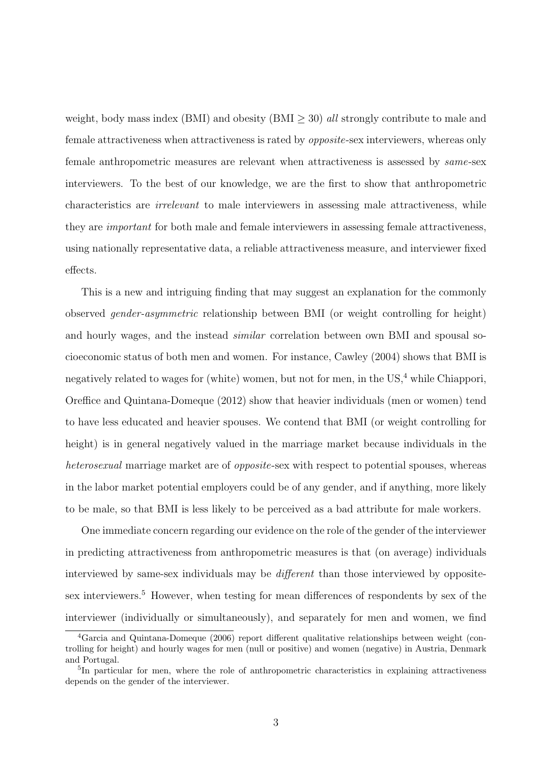weight, body mass index (BMI) and obesity (BMI $\geq 30$) *all* strongly contribute to male and female attractiveness when attractiveness is rated by *opposite*-sex interviewers, whereas only female anthropometric measures are relevant when attractiveness is assessed by *same*-sex interviewers. To the best of our knowledge, we are the first to show that anthropometric characteristics are *irrelevant* to male interviewers in assessing male attractiveness, while they are *important* for both male and female interviewers in assessing female attractiveness, using nationally representative data, a reliable attractiveness measure, and interviewer fixed effects.

This is a new and intriguing finding that may suggest an explanation for the commonly observed *gender-asymmetric* relationship between BMI (or weight controlling for height) and hourly wages, and the instead *similar* correlation between own BMI and spousal socioeconomic status of both men and women. For instance, Cawley (2004) shows that BMI is negatively related to wages for (white) women, but not for men, in the US,[4] while Chiappori, Oreffice and Quintana-Domeque (2012) show that heavier individuals (men or women) tend to have less educated and heavier spouses. We contend that BMI (or weight controlling for height) is in general negatively valued in the marriage market because individuals in the *heterosexual* marriage market are of *opposite*-sex with respect to potential spouses, whereas in the labor market potential employers could be of any gender, and if anything, more likely to be male, so that BMI is less likely to be perceived as a bad attribute for male workers.

One immediate concern regarding our evidence on the role of the gender of the interviewer in predicting attractiveness from anthropometric measures is that (on average) individuals interviewed by same-sex individuals may be *different* than those interviewed by opposite-sex interviewers.[5] However, when testing for mean differences of respondents by sex of the interviewer (individually or simultaneously), and separately for men and women, we find

[4] Garcia and Quintana-Domeque (2006) report different qualitative relationships between weight (controlling for height) and hourly wages for men (null or positive) and women (negative) in Austria, Denmark and Portugal.

[5] In particular for men, where the role of anthropometric characteristics in explaining attractiveness depends on the gender of the interviewer.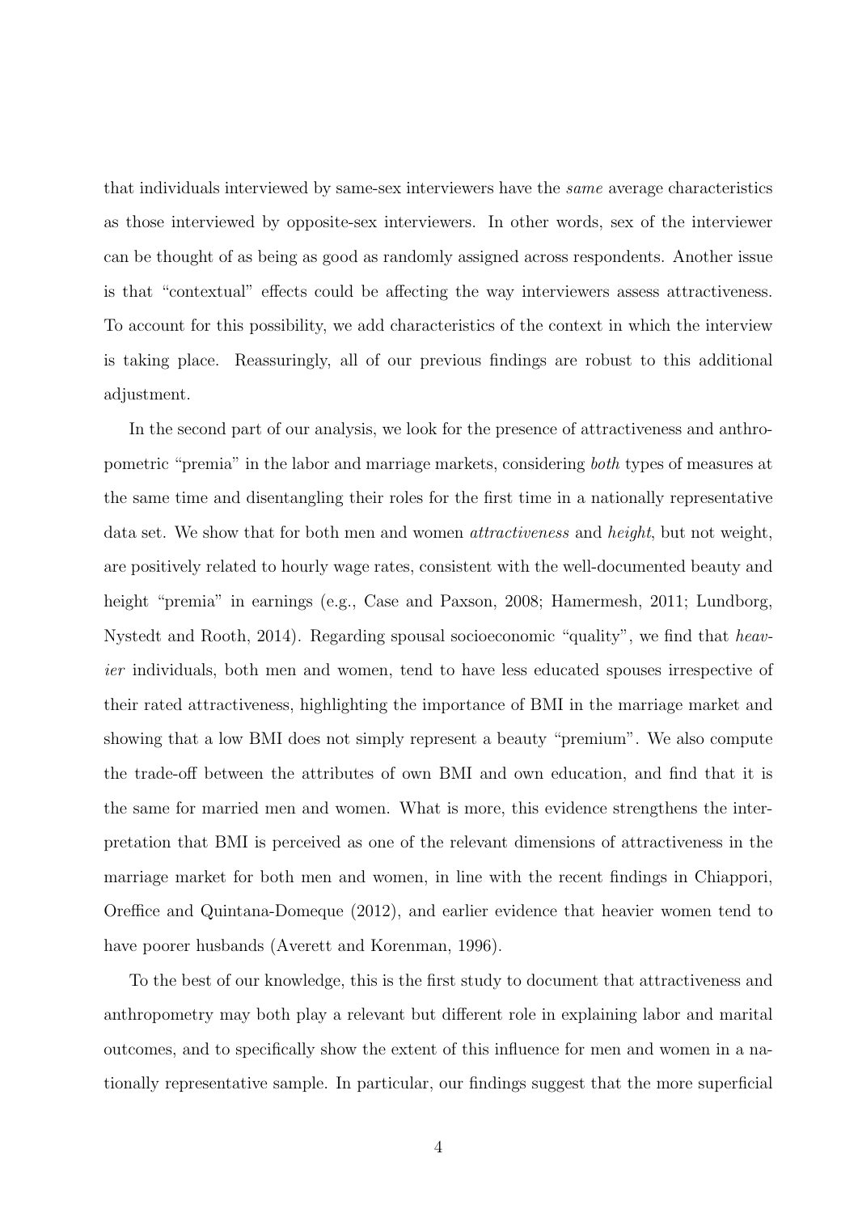that individuals interviewed by same-sex interviewers have the *same* average characteristics as those interviewed by opposite-sex interviewers. In other words, sex of the interviewer can be thought of as being as good as randomly assigned across respondents. Another issue is that "contextual" effects could be affecting the way interviewers assess attractiveness. To account for this possibility, we add characteristics of the context in which the interview is taking place. Reassuringly, all of our previous findings are robust to this additional adjustment.

In the second part of our analysis, we look for the presence of attractiveness and anthropometric "premia" in the labor and marriage markets, considering *both* types of measures at the same time and disentangling their roles for the first time in a nationally representative data set. We show that for both men and women *attractiveness* and *height*, but not weight, are positively related to hourly wage rates, consistent with the well-documented beauty and height "premia" in earnings (e.g., Case and Paxson, 2008; Hamermesh, 2011; Lundborg, Nystedt and Rooth, 2014). Regarding spousal socioeconomic "quality", we find that *heavier* individuals, both men and women, tend to have less educated spouses irrespective of their rated attractiveness, highlighting the importance of BMI in the marriage market and showing that a low BMI does not simply represent a beauty "premium". We also compute the trade-off between the attributes of own BMI and own education, and find that it is the same for married men and women. What is more, this evidence strengthens the interpretation that BMI is perceived as one of the relevant dimensions of attractiveness in the marriage market for both men and women, in line with the recent findings in Chiappori, Oreffice and Quintana-Domeque (2012), and earlier evidence that heavier women tend to have poorer husbands (Averett and Korenman, 1996).

To the best of our knowledge, this is the first study to document that attractiveness and anthropometry may both play a relevant but different role in explaining labor and marital outcomes, and to specifically show the extent of this influence for men and women in a nationally representative sample. In particular, our findings suggest that the more superficial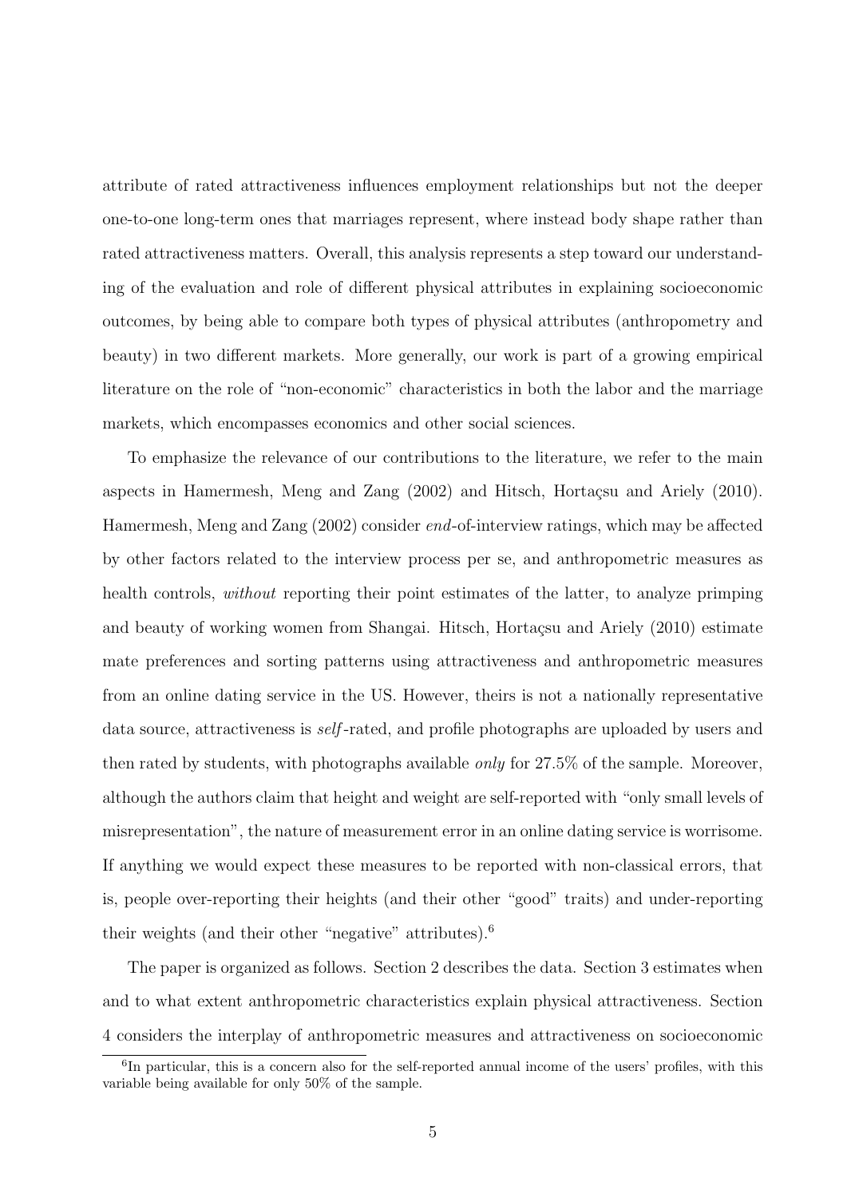attribute of rated attractiveness influences employment relationships but not the deeper one-to-one long-term ones that marriages represent, where instead body shape rather than rated attractiveness matters. Overall, this analysis represents a step toward our understanding of the evaluation and role of different physical attributes in explaining socioeconomic outcomes, by being able to compare both types of physical attributes (anthropometry and beauty) in two different markets. More generally, our work is part of a growing empirical literature on the role of "non-economic" characteristics in both the labor and the marriage markets, which encompasses economics and other social sciences.

To emphasize the relevance of our contributions to the literature, we refer to the main aspects in Hamermesh, Meng and Zang (2002) and Hitsch, Hortaçsu and Ariely (2010). Hamermesh, Meng and Zang (2002) consider *end*-of-interview ratings, which may be affected by other factors related to the interview process per se, and anthropometric measures as health controls, *without* reporting their point estimates of the latter, to analyze primping and beauty of working women from Shangai. Hitsch, Hortaçsu and Ariely (2010) estimate mate preferences and sorting patterns using attractiveness and anthropometric measures from an online dating service in the US. However, theirs is not a nationally representative data source, attractiveness is *self*-rated, and profile photographs are uploaded by users and then rated by students, with photographs available *only* for 27.5% of the sample. Moreover, although the authors claim that height and weight are self-reported with "only small levels of misrepresentation", the nature of measurement error in an online dating service is worrisome. If anything we would expect these measures to be reported with non-classical errors, that is, people over-reporting their heights (and their other "good" traits) and under-reporting their weights (and their other "negative" attributes).[6]

The paper is organized as follows. Section 2 describes the data. Section 3 estimates when and to what extent anthropometric characteristics explain physical attractiveness. Section 4 considers the interplay of anthropometric measures and attractiveness on socioeconomic

[6]In particular, this is a concern also for the self-reported annual income of the users' profiles, with this variable being available for only 50% of the sample.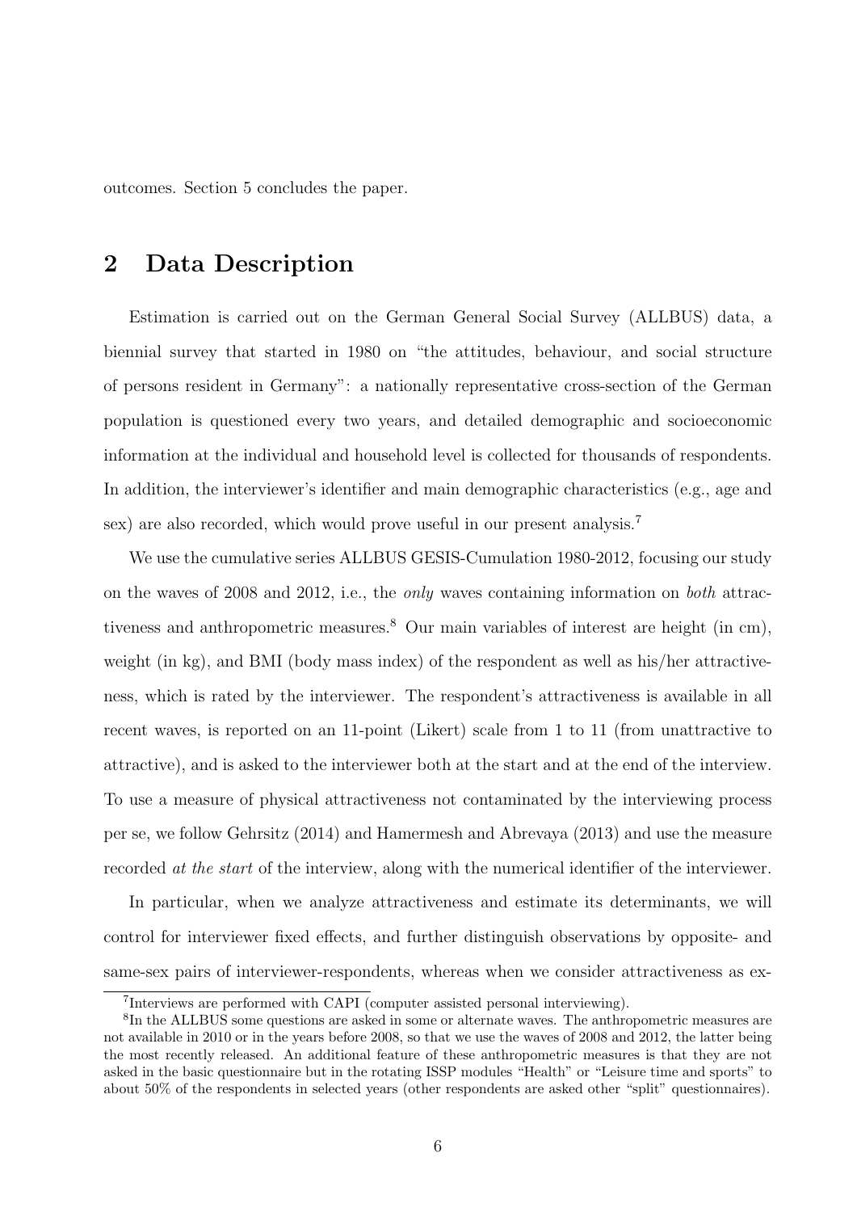outcomes. Section 5 concludes the paper.

## 2 Data Description

Estimation is carried out on the German General Social Survey (ALLBUS) data, a biennial survey that started in 1980 on "the attitudes, behaviour, and social structure of persons resident in Germany": a nationally representative cross-section of the German population is questioned every two years, and detailed demographic and socioeconomic information at the individual and household level is collected for thousands of respondents. In addition, the interviewer's identifier and main demographic characteristics (e.g., age and sex) are also recorded, which would prove useful in our present analysis.[7]

We use the cumulative series ALLBUS GESIS-Cumulation 1980-2012, focusing our study on the waves of 2008 and 2012, i.e., the *only* waves containing information on *both* attractiveness and anthropometric measures.[8] Our main variables of interest are height (in cm), weight (in kg), and BMI (body mass index) of the respondent as well as his/her attractiveness, which is rated by the interviewer. The respondent's attractiveness is available in all recent waves, is reported on an 11-point (Likert) scale from 1 to 11 (from unattractive to attractive), and is asked to the interviewer both at the start and at the end of the interview. To use a measure of physical attractiveness not contaminated by the interviewing process per se, we follow Gehrsitz (2014) and Hamermesh and Abrevaya (2013) and use the measure recorded *at the start* of the interview, along with the numerical identifier of the interviewer.

In particular, when we analyze attractiveness and estimate its determinants, we will control for interviewer fixed effects, and further distinguish observations by opposite- and same-sex pairs of interviewer-respondents, whereas when we consider attractiveness as ex-

---

[7] Interviews are performed with CAPI (computer assisted personal interviewing).

[8] In the ALLBUS some questions are asked in some or alternate waves. The anthropometric measures are not available in 2010 or in the years before 2008, so that we use the waves of 2008 and 2012, the latter being the most recently released. An additional feature of these anthropometric measures is that they are not asked in the basic questionnaire but in the rotating ISSP modules "Health" or "Leisure time and sports" to about 50% of the respondents in selected years (other respondents are asked other "split" questionnaires).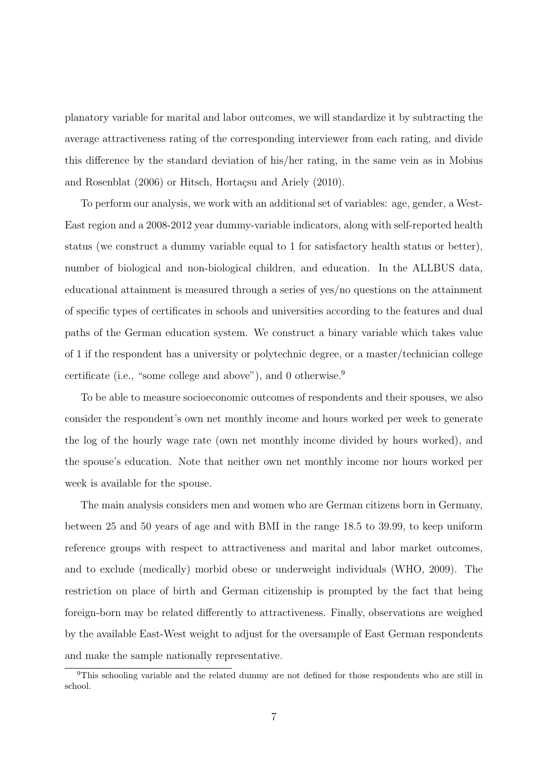planatory variable for marital and labor outcomes, we will standardize it by subtracting the average attractiveness rating of the corresponding interviewer from each rating, and divide this difference by the standard deviation of his/her rating, in the same vein as in Mobius and Rosenblat (2006) or Hitsch, Hortaçsu and Ariely (2010).

To perform our analysis, we work with an additional set of variables: age, gender, a West-East region and a 2008-2012 year dummy-variable indicators, along with self-reported health status (we construct a dummy variable equal to 1 for satisfactory health status or better), number of biological and non-biological children, and education. In the ALLBUS data, educational attainment is measured through a series of yes/no questions on the attainment of specific types of certificates in schools and universities according to the features and dual paths of the German education system. We construct a binary variable which takes value of 1 if the respondent has a university or polytechnic degree, or a master/technician college certificate (i.e., "some college and above"), and 0 otherwise.[9]

To be able to measure socioeconomic outcomes of respondents and their spouses, we also consider the respondent's own net monthly income and hours worked per week to generate the log of the hourly wage rate (own net monthly income divided by hours worked), and the spouse's education. Note that neither own net monthly income nor hours worked per week is available for the spouse.

The main analysis considers men and women who are German citizens born in Germany, between 25 and 50 years of age and with BMI in the range 18.5 to 39.99, to keep uniform reference groups with respect to attractiveness and marital and labor market outcomes, and to exclude (medically) morbid obese or underweight individuals (WHO, 2009). The restriction on place of birth and German citizenship is prompted by the fact that being foreign-born may be related differently to attractiveness. Finally, observations are weighed by the available East-West weight to adjust for the oversample of East German respondents and make the sample nationally representative.

[9]This schooling variable and the related dummy are not defined for those respondents who are still in school.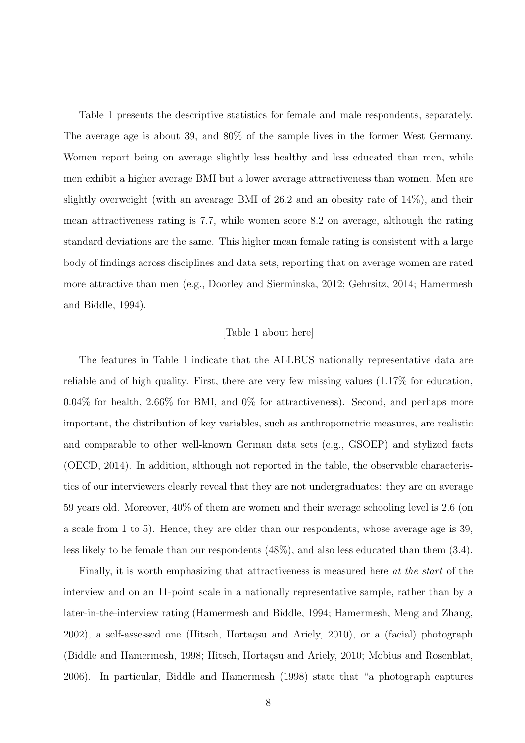Table 1 presents the descriptive statistics for female and male respondents, separately. The average age is about 39, and 80% of the sample lives in the former West Germany. Women report being on average slightly less healthy and less educated than men, while men exhibit a higher average BMI but a lower average attractiveness than women. Men are slightly overweight (with an avearage BMI of 26.2 and an obesity rate of 14%), and their mean attractiveness rating is 7.7, while women score 8.2 on average, although the rating standard deviations are the same. This higher mean female rating is consistent with a large body of findings across disciplines and data sets, reporting that on average women are rated more attractive than men (e.g., Doorley and Sierminska, 2012; Gehrsitz, 2014; Hamermesh and Biddle, 1994).

[Table 1 about here]

The features in Table 1 indicate that the ALLBUS nationally representative data are reliable and of high quality. First, there are very few missing values (1.17% for education, 0.04% for health, 2.66% for BMI, and 0% for attractiveness). Second, and perhaps more important, the distribution of key variables, such as anthropometric measures, are realistic and comparable to other well-known German data sets (e.g., GSOEP) and stylized facts (OECD, 2014). In addition, although not reported in the table, the observable characteristics of our interviewers clearly reveal that they are not undergraduates: they are on average 59 years old. Moreover, 40% of them are women and their average schooling level is 2.6 (on a scale from 1 to 5). Hence, they are older than our respondents, whose average age is 39, less likely to be female than our respondents (48%), and also less educated than them (3.4).

Finally, it is worth emphasizing that attractiveness is measured here *at the start* of the interview and on an 11-point scale in a nationally representative sample, rather than by a later-in-the-interview rating (Hamermesh and Biddle, 1994; Hamermesh, Meng and Zhang, 2002), a self-assessed one (Hitsch, Hortaçsu and Ariely, 2010), or a (facial) photograph (Biddle and Hamermesh, 1998; Hitsch, Hortaçsu and Ariely, 2010; Mobius and Rosenblat, 2006). In particular, Biddle and Hamermesh (1998) state that "a photograph captures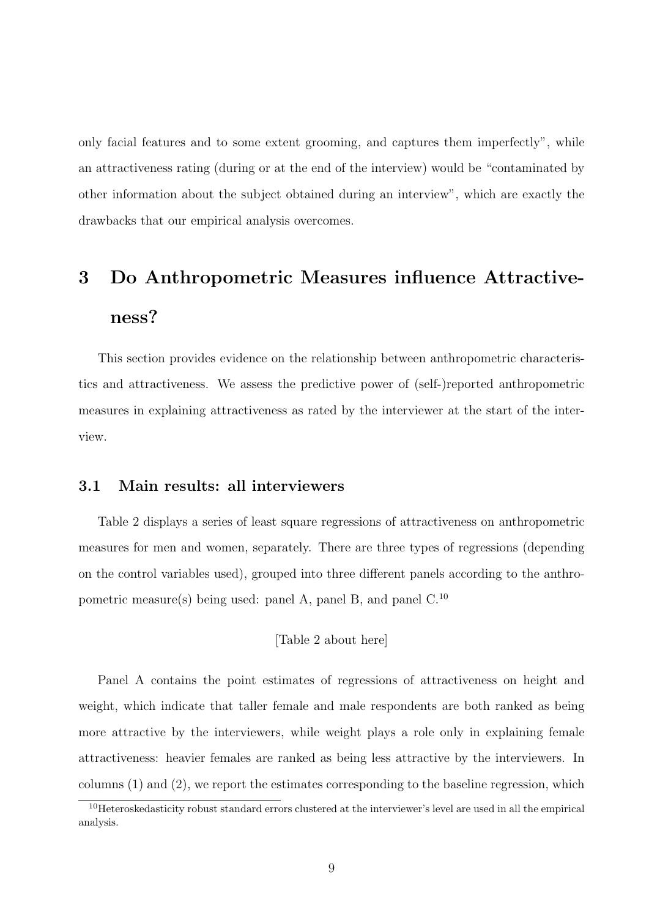only facial features and to some extent grooming, and captures them imperfectly", while an attractiveness rating (during or at the end of the interview) would be "contaminated by other information about the subject obtained during an interview", which are exactly the drawbacks that our empirical analysis overcomes.

# 3 Do Anthropometric Measures influence Attractiveness?

This section provides evidence on the relationship between anthropometric characteristics and attractiveness. We assess the predictive power of (self-)reported anthropometric measures in explaining attractiveness as rated by the interviewer at the start of the interview.

## 3.1 Main results: all interviewers

Table 2 displays a series of least square regressions of attractiveness on anthropometric measures for men and women, separately. There are three types of regressions (depending on the control variables used), grouped into three different panels according to the anthropometric measure(s) being used: panel A, panel B, and panel C.[10]

[Table 2 about here]

Panel A contains the point estimates of regressions of attractiveness on height and weight, which indicate that taller female and male respondents are both ranked as being more attractive by the interviewers, while weight plays a role only in explaining female attractiveness: heavier females are ranked as being less attractive by the interviewers. In columns (1) and (2), we report the estimates corresponding to the baseline regression, which

[10] Heteroskedasticity robust standard errors clustered at the interviewer's level are used in all the empirical analysis.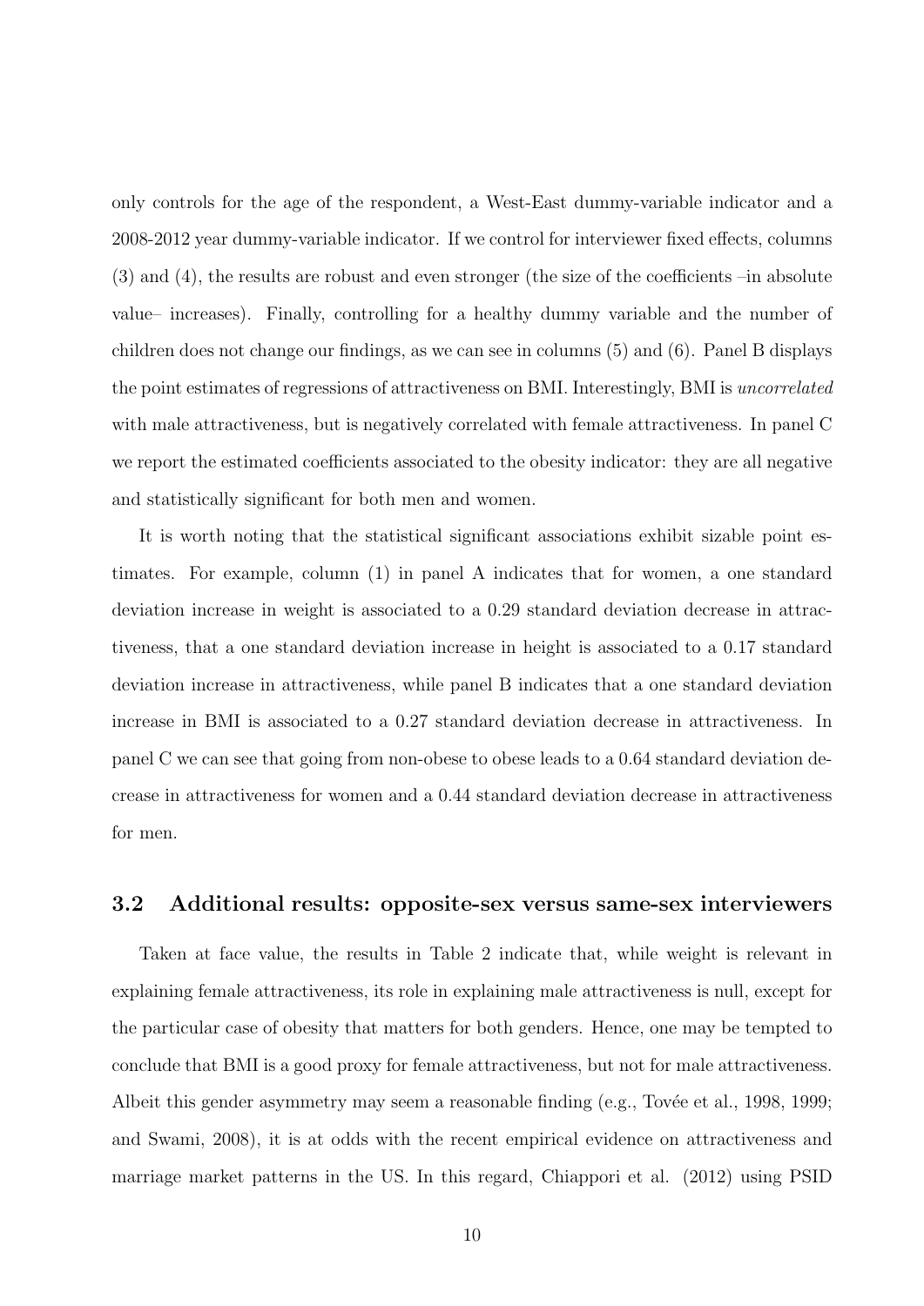only controls for the age of the respondent, a West-East dummy-variable indicator and a 2008-2012 year dummy-variable indicator. If we control for interviewer fixed effects, columns (3) and (4), the results are robust and even stronger (the size of the coefficients –in absolute value– increases). Finally, controlling for a healthy dummy variable and the number of children does not change our findings, as we can see in columns (5) and (6). Panel B displays the point estimates of regressions of attractiveness on BMI. Interestingly, BMI is *uncorrelated* with male attractiveness, but is negatively correlated with female attractiveness. In panel C we report the estimated coefficients associated to the obesity indicator: they are all negative and statistically significant for both men and women.

It is worth noting that the statistical significant associations exhibit sizable point estimates. For example, column (1) in panel A indicates that for women, a one standard deviation increase in weight is associated to a 0.29 standard deviation decrease in attractiveness, that a one standard deviation increase in height is associated to a 0.17 standard deviation increase in attractiveness, while panel B indicates that a one standard deviation increase in BMI is associated to a 0.27 standard deviation decrease in attractiveness. In panel C we can see that going from non-obese to obese leads to a 0.64 standard deviation decrease in attractiveness for women and a 0.44 standard deviation decrease in attractiveness for men.

### 3.2 Additional results: opposite-sex versus same-sex interviewers

Taken at face value, the results in Table 2 indicate that, while weight is relevant in explaining female attractiveness, its role in explaining male attractiveness is null, except for the particular case of obesity that matters for both genders. Hence, one may be tempted to conclude that BMI is a good proxy for female attractiveness, but not for male attractiveness. Albeit this gender asymmetry may seem a reasonable finding (e.g., Tovée et al., 1998, 1999; and Swami, 2008), it is at odds with the recent empirical evidence on attractiveness and marriage market patterns in the US. In this regard, Chiappori et al. (2012) using PSID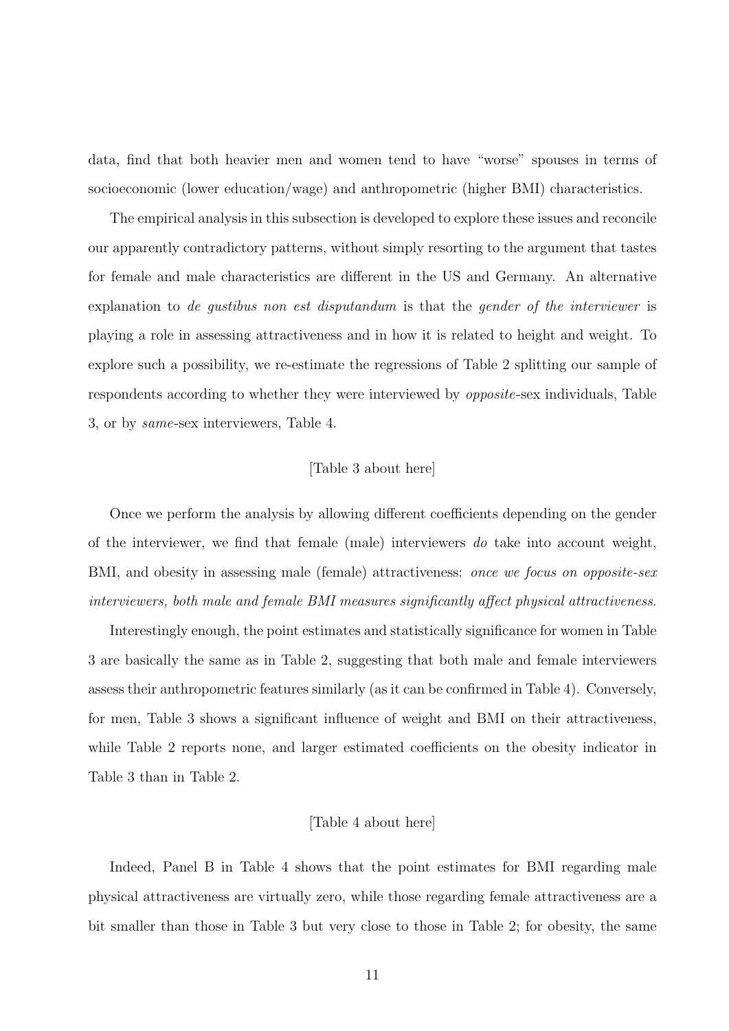data, find that both heavier men and women tend to have "worse" spouses in terms of socioeconomic (lower education/wage) and anthropometric (higher BMI) characteristics.

The empirical analysis in this subsection is developed to explore these issues and reconcile our apparently contradictory patterns, without simply resorting to the argument that tastes for female and male characteristics are different in the US and Germany. An alternative explanation to *de gustibus non est disputandum* is that the *gender of the interviewer* is playing a role in assessing attractiveness and in how it is related to height and weight. To explore such a possibility, we re-estimate the regressions of Table 2 splitting our sample of respondents according to whether they were interviewed by *opposite*-sex individuals, Table 3, or by *same*-sex interviewers, Table 4.

[Table 3 about here]

Once we perform the analysis by allowing different coefficients depending on the gender of the interviewer, we find that female (male) interviewers *do* take into account weight, BMI, and obesity in assessing male (female) attractiveness: *once we focus on opposite-sex interviewers, both male and female BMI measures significantly affect physical attractiveness.*

Interestingly enough, the point estimates and statistically significance for women in Table 3 are basically the same as in Table 2, suggesting that both male and female interviewers assess their anthropometric features similarly (as it can be confirmed in Table 4). Conversely, for men, Table 3 shows a significant influence of weight and BMI on their attractiveness, while Table 2 reports none, and larger estimated coefficients on the obesity indicator in Table 3 than in Table 2.

[Table 4 about here]

Indeed, Panel B in Table 4 shows that the point estimates for BMI regarding male physical attractiveness are virtually zero, while those regarding female attractiveness are a bit smaller than those in Table 3 but very close to those in Table 2; for obesity, the same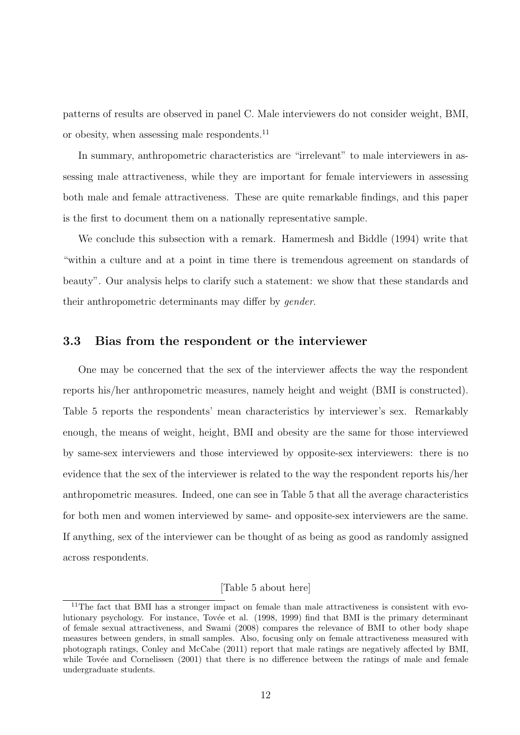patterns of results are observed in panel C. Male interviewers do not consider weight, BMI, or obesity, when assessing male respondents.[11]

In summary, anthropometric characteristics are "irrelevant" to male interviewers in assessing male attractiveness, while they are important for female interviewers in assessing both male and female attractiveness. These are quite remarkable findings, and this paper is the first to document them on a nationally representative sample.

We conclude this subsection with a remark. Hamermesh and Biddle (1994) write that "within a culture and at a point in time there is tremendous agreement on standards of beauty". Our analysis helps to clarify such a statement: we show that these standards and their anthropometric determinants may differ by *gender*.

### 3.3 Bias from the respondent or the interviewer

One may be concerned that the sex of the interviewer affects the way the respondent reports his/her anthropometric measures, namely height and weight (BMI is constructed). Table 5 reports the respondents' mean characteristics by interviewer's sex. Remarkably enough, the means of weight, height, BMI and obesity are the same for those interviewed by same-sex interviewers and those interviewed by opposite-sex interviewers: there is no evidence that the sex of the interviewer is related to the way the respondent reports his/her anthropometric measures. Indeed, one can see in Table 5 that all the average characteristics for both men and women interviewed by same- and opposite-sex interviewers are the same. If anything, sex of the interviewer can be thought of as being as good as randomly assigned across respondents.

[Table 5 about here]

[11] The fact that BMI has a stronger impact on female than male attractiveness is consistent with evolutionary psychology. For instance, Tovée et al. (1998, 1999) find that BMI is the primary determinant of female sexual attractiveness, and Swami (2008) compares the relevance of BMI to other body shape measures between genders, in small samples. Also, focusing only on female attractiveness measured with photograph ratings, Conley and McCabe (2011) report that male ratings are negatively affected by BMI, while Tovée and Cornelissen (2001) that there is no difference between the ratings of male and female undergraduate students.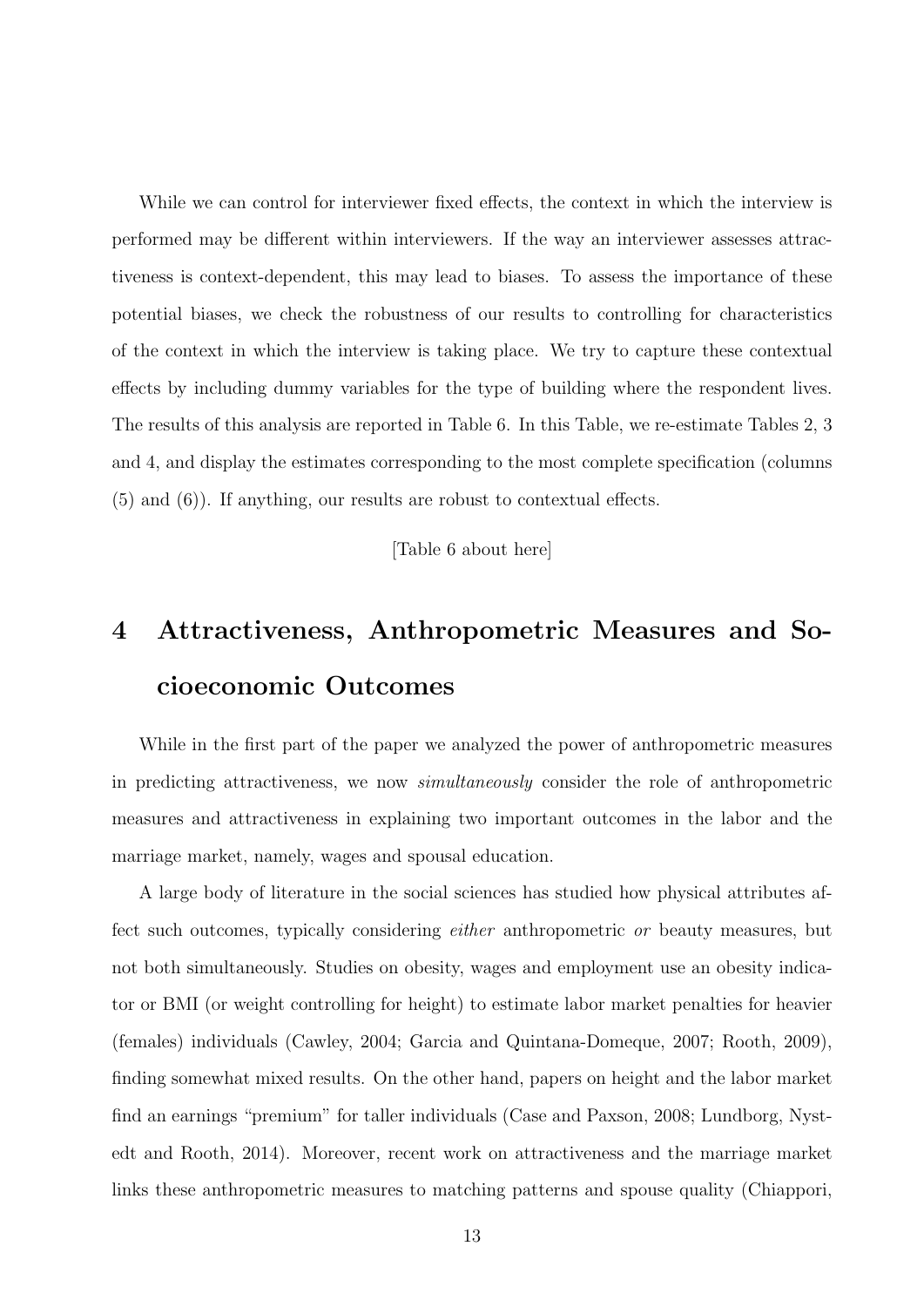While we can control for interviewer fixed effects, the context in which the interview is performed may be different within interviewers. If the way an interviewer assesses attractiveness is context-dependent, this may lead to biases. To assess the importance of these potential biases, we check the robustness of our results to controlling for characteristics of the context in which the interview is taking place. We try to capture these contextual effects by including dummy variables for the type of building where the respondent lives. The results of this analysis are reported in Table 6. In this Table, we re-estimate Tables 2, 3 and 4, and display the estimates corresponding to the most complete specification (columns (5) and (6)). If anything, our results are robust to contextual effects.

[Table 6 about here]

# 4 Attractiveness, Anthropometric Measures and Socioeconomic Outcomes

While in the first part of the paper we analyzed the power of anthropometric measures in predicting attractiveness, we now *simultaneously* consider the role of anthropometric measures and attractiveness in explaining two important outcomes in the labor and the marriage market, namely, wages and spousal education.

A large body of literature in the social sciences has studied how physical attributes affect such outcomes, typically considering *either* anthropometric *or* beauty measures, but not both simultaneously. Studies on obesity, wages and employment use an obesity indicator or BMI (or weight controlling for height) to estimate labor market penalties for heavier (females) individuals (Cawley, 2004; Garcia and Quintana-Domeque, 2007; Rooth, 2009), finding somewhat mixed results. On the other hand, papers on height and the labor market find an earnings "premium" for taller individuals (Case and Paxson, 2008; Lundborg, Nystedt and Rooth, 2014). Moreover, recent work on attractiveness and the marriage market links these anthropometric measures to matching patterns and spouse quality (Chiappori,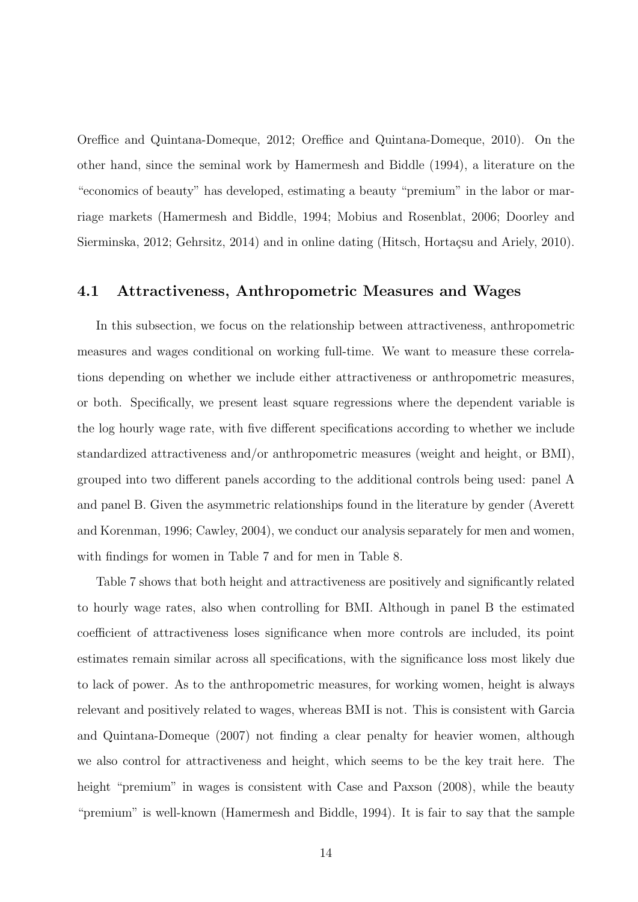Oreffice and Quintana-Domeque, 2012; Oreffice and Quintana-Domeque, 2010). On the other hand, since the seminal work by Hamermesh and Biddle (1994), a literature on the "economics of beauty" has developed, estimating a beauty "premium" in the labor or marriage markets (Hamermesh and Biddle, 1994; Mobius and Rosenblat, 2006; Doorley and Sierminska, 2012; Gehrsitz, 2014) and in online dating (Hitsch, Hortaçsu and Ariely, 2010).

### 4.1 Attractiveness, Anthropometric Measures and Wages

In this subsection, we focus on the relationship between attractiveness, anthropometric measures and wages conditional on working full-time. We want to measure these correlations depending on whether we include either attractiveness or anthropometric measures, or both. Specifically, we present least square regressions where the dependent variable is the log hourly wage rate, with five different specifications according to whether we include standardized attractiveness and/or anthropometric measures (weight and height, or BMI), grouped into two different panels according to the additional controls being used: panel A and panel B. Given the asymmetric relationships found in the literature by gender (Averett and Korenman, 1996; Cawley, 2004), we conduct our analysis separately for men and women, with findings for women in Table 7 and for men in Table 8.

Table 7 shows that both height and attractiveness are positively and significantly related to hourly wage rates, also when controlling for BMI. Although in panel B the estimated coefficient of attractiveness loses significance when more controls are included, its point estimates remain similar across all specifications, with the significance loss most likely due to lack of power. As to the anthropometric measures, for working women, height is always relevant and positively related to wages, whereas BMI is not. This is consistent with Garcia and Quintana-Domeque (2007) not finding a clear penalty for heavier women, although we also control for attractiveness and height, which seems to be the key trait here. The height "premium" in wages is consistent with Case and Paxson (2008), while the beauty "premium" is well-known (Hamermesh and Biddle, 1994). It is fair to say that the sample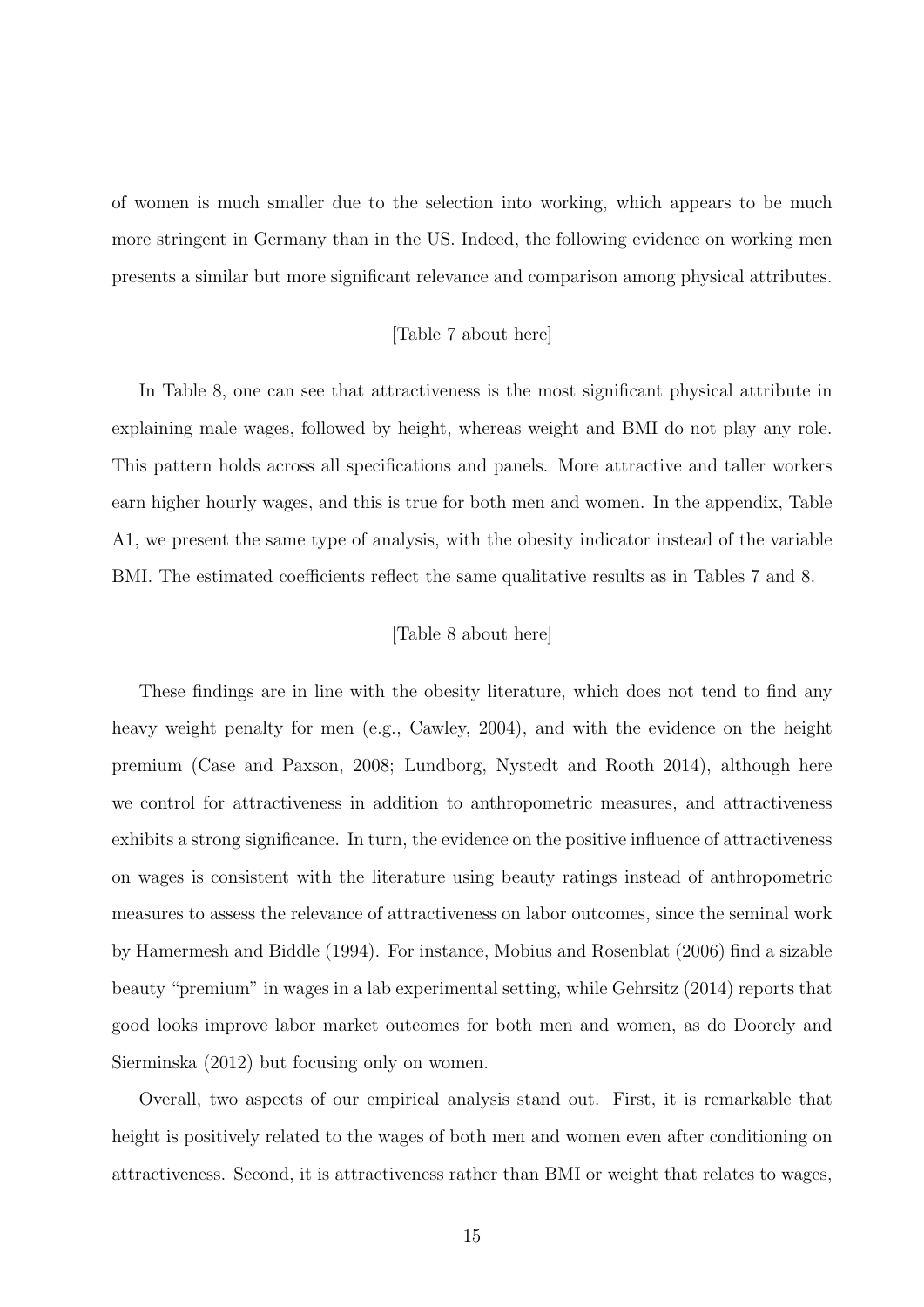of women is much smaller due to the selection into working, which appears to be much more stringent in Germany than in the US. Indeed, the following evidence on working men presents a similar but more significant relevance and comparison among physical attributes.

[Table 7 about here]

In Table 8, one can see that attractiveness is the most significant physical attribute in explaining male wages, followed by height, whereas weight and BMI do not play any role. This pattern holds across all specifications and panels. More attractive and taller workers earn higher hourly wages, and this is true for both men and women. In the appendix, Table A1, we present the same type of analysis, with the obesity indicator instead of the variable BMI. The estimated coefficients reflect the same qualitative results as in Tables 7 and 8.

[Table 8 about here]

These findings are in line with the obesity literature, which does not tend to find any heavy weight penalty for men (e.g., Cawley, 2004), and with the evidence on the height premium (Case and Paxson, 2008; Lundborg, Nystedt and Rooth 2014), although here we control for attractiveness in addition to anthropometric measures, and attractiveness exhibits a strong significance. In turn, the evidence on the positive influence of attractiveness on wages is consistent with the literature using beauty ratings instead of anthropometric measures to assess the relevance of attractiveness on labor outcomes, since the seminal work by Hamermesh and Biddle (1994). For instance, Mobius and Rosenblat (2006) find a sizable beauty "premium" in wages in a lab experimental setting, while Gehrsitz (2014) reports that good looks improve labor market outcomes for both men and women, as do Doorely and Sierminska (2012) but focusing only on women.

Overall, two aspects of our empirical analysis stand out. First, it is remarkable that height is positively related to the wages of both men and women even after conditioning on attractiveness. Second, it is attractiveness rather than BMI or weight that relates to wages,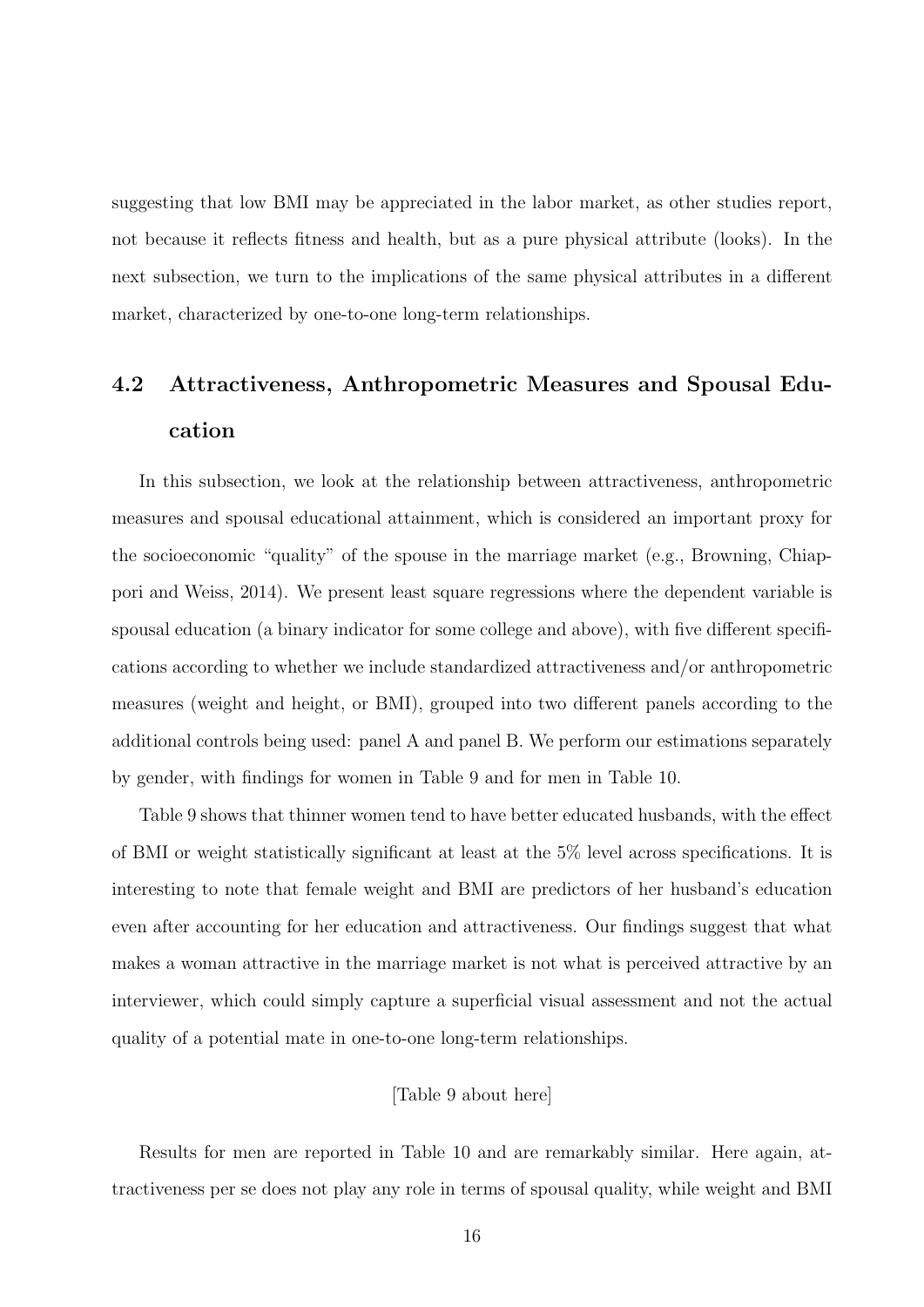suggesting that low BMI may be appreciated in the labor market, as other studies report, not because it reflects fitness and health, but as a pure physical attribute (looks). In the next subsection, we turn to the implications of the same physical attributes in a different market, characterized by one-to-one long-term relationships.

## 4.2 Attractiveness, Anthropometric Measures and Spousal Education

In this subsection, we look at the relationship between attractiveness, anthropometric measures and spousal educational attainment, which is considered an important proxy for the socioeconomic "quality" of the spouse in the marriage market (e.g., Browning, Chiappori and Weiss, 2014). We present least square regressions where the dependent variable is spousal education (a binary indicator for some college and above), with five different specifications according to whether we include standardized attractiveness and/or anthropometric measures (weight and height, or BMI), grouped into two different panels according to the additional controls being used: panel A and panel B. We perform our estimations separately by gender, with findings for women in Table 9 and for men in Table 10.

Table 9 shows that thinner women tend to have better educated husbands, with the effect of BMI or weight statistically significant at least at the 5% level across specifications. It is interesting to note that female weight and BMI are predictors of her husband's education even after accounting for her education and attractiveness. Our findings suggest that what makes a woman attractive in the marriage market is not what is perceived attractive by an interviewer, which could simply capture a superficial visual assessment and not the actual quality of a potential mate in one-to-one long-term relationships.

[Table 9 about here]

Results for men are reported in Table 10 and are remarkably similar. Here again, attractiveness per se does not play any role in terms of spousal quality, while weight and BMI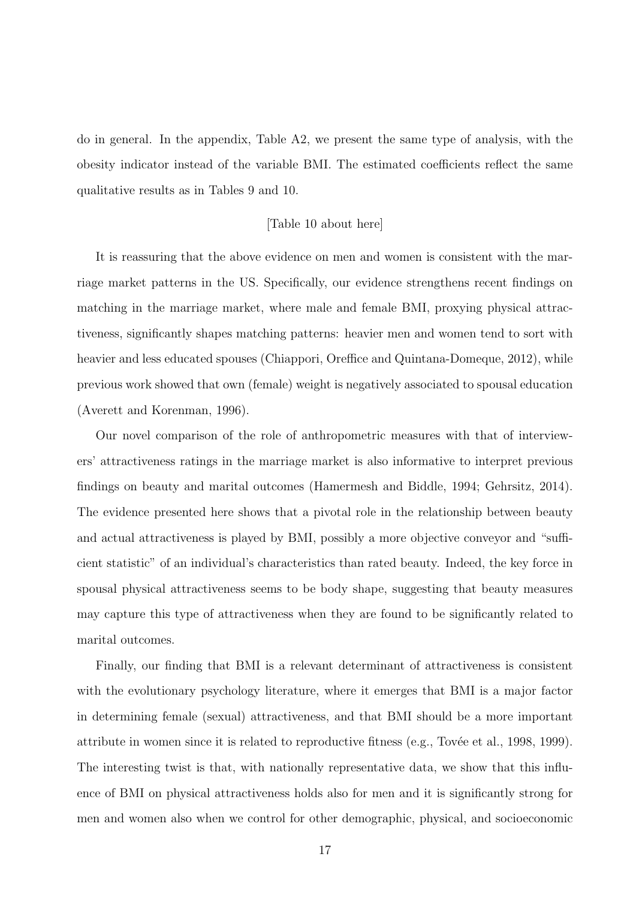do in general. In the appendix, Table A2, we present the same type of analysis, with the obesity indicator instead of the variable BMI. The estimated coefficients reflect the same qualitative results as in Tables 9 and 10.

[Table 10 about here]

It is reassuring that the above evidence on men and women is consistent with the marriage market patterns in the US. Specifically, our evidence strengthens recent findings on matching in the marriage market, where male and female BMI, proxying physical attractiveness, significantly shapes matching patterns: heavier men and women tend to sort with heavier and less educated spouses (Chiappori, Oreffice and Quintana-Domeque, 2012), while previous work showed that own (female) weight is negatively associated to spousal education (Averett and Korenman, 1996).

Our novel comparison of the role of anthropometric measures with that of interviewers' attractiveness ratings in the marriage market is also informative to interpret previous findings on beauty and marital outcomes (Hamermesh and Biddle, 1994; Gehrsitz, 2014). The evidence presented here shows that a pivotal role in the relationship between beauty and actual attractiveness is played by BMI, possibly a more objective conveyor and "sufficient statistic" of an individual's characteristics than rated beauty. Indeed, the key force in spousal physical attractiveness seems to be body shape, suggesting that beauty measures may capture this type of attractiveness when they are found to be significantly related to marital outcomes.

Finally, our finding that BMI is a relevant determinant of attractiveness is consistent with the evolutionary psychology literature, where it emerges that BMI is a major factor in determining female (sexual) attractiveness, and that BMI should be a more important attribute in women since it is related to reproductive fitness (e.g., Tovée et al., 1998, 1999). The interesting twist is that, with nationally representative data, we show that this influence of BMI on physical attractiveness holds also for men and it is significantly strong for men and women also when we control for other demographic, physical, and socioeconomic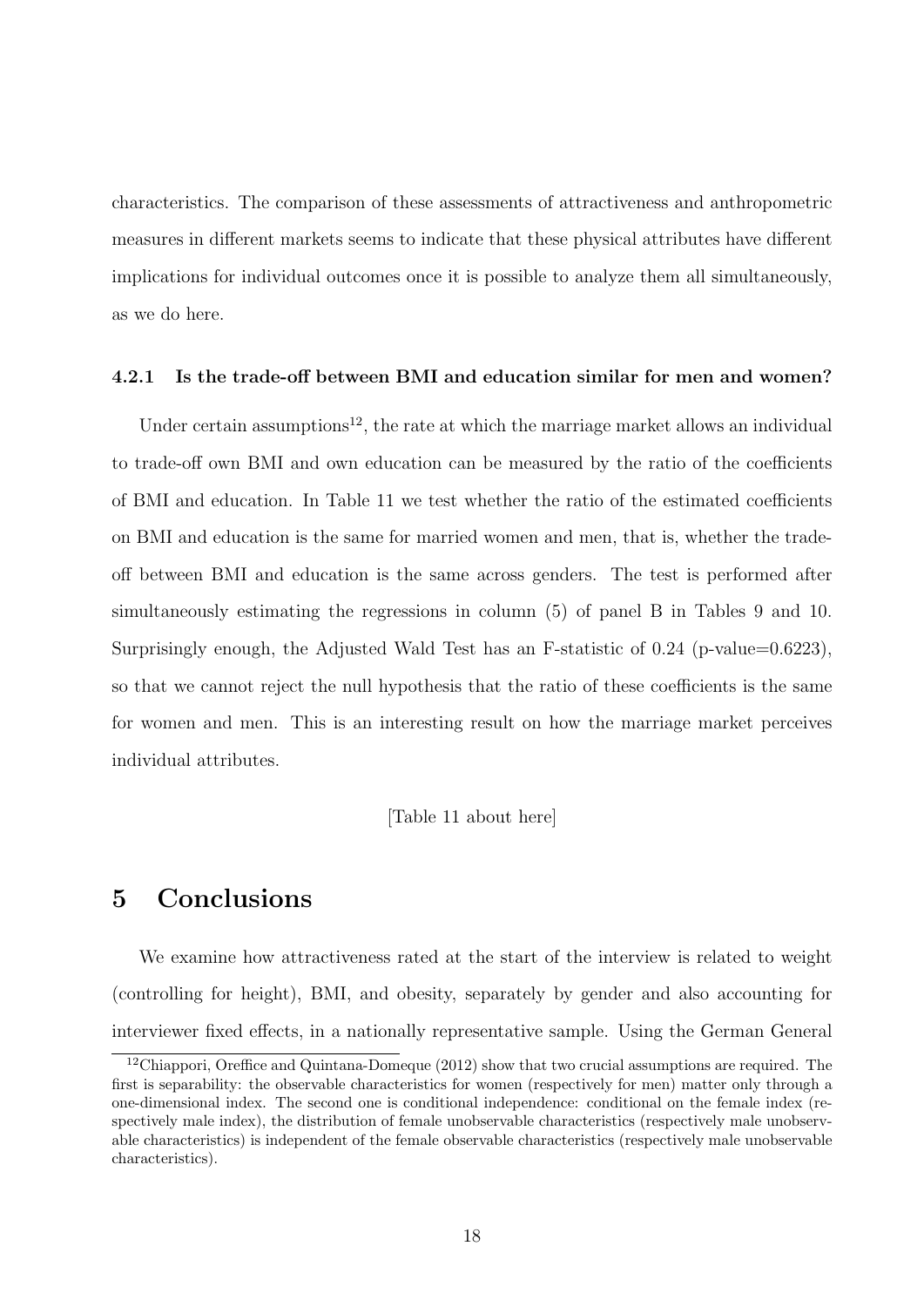characteristics. The comparison of these assessments of attractiveness and anthropometric measures in different markets seems to indicate that these physical attributes have different implications for individual outcomes once it is possible to analyze them all simultaneously, as we do here.

#### 4.2.1 Is the trade-off between BMI and education similar for men and women?

Under certain assumptions[12], the rate at which the marriage market allows an individual to trade-off own BMI and own education can be measured by the ratio of the coefficients of BMI and education. In Table 11 we test whether the ratio of the estimated coefficients on BMI and education is the same for married women and men, that is, whether the trade-off between BMI and education is the same across genders. The test is performed after simultaneously estimating the regressions in column (5) of panel B in Tables 9 and 10. Surprisingly enough, the Adjusted Wald Test has an F-statistic of 0.24 (p-value=0.6223), so that we cannot reject the null hypothesis that the ratio of these coefficients is the same for women and men. This is an interesting result on how the marriage market perceives individual attributes.

[Table 11 about here]

## 5 Conclusions

We examine how attractiveness rated at the start of the interview is related to weight (controlling for height), BMI, and obesity, separately by gender and also accounting for interviewer fixed effects, in a nationally representative sample. Using the German General

[12] Chiappori, Oreffice and Quintana-Domeque (2012) show that two crucial assumptions are required. The first is separability: the observable characteristics for women (respectively for men) matter only through a one-dimensional index. The second one is conditional independence: conditional on the female index (respectively male index), the distribution of female unobservable characteristics (respectively male unobservable characteristics) is independent of the female observable characteristics (respectively male unobservable characteristics).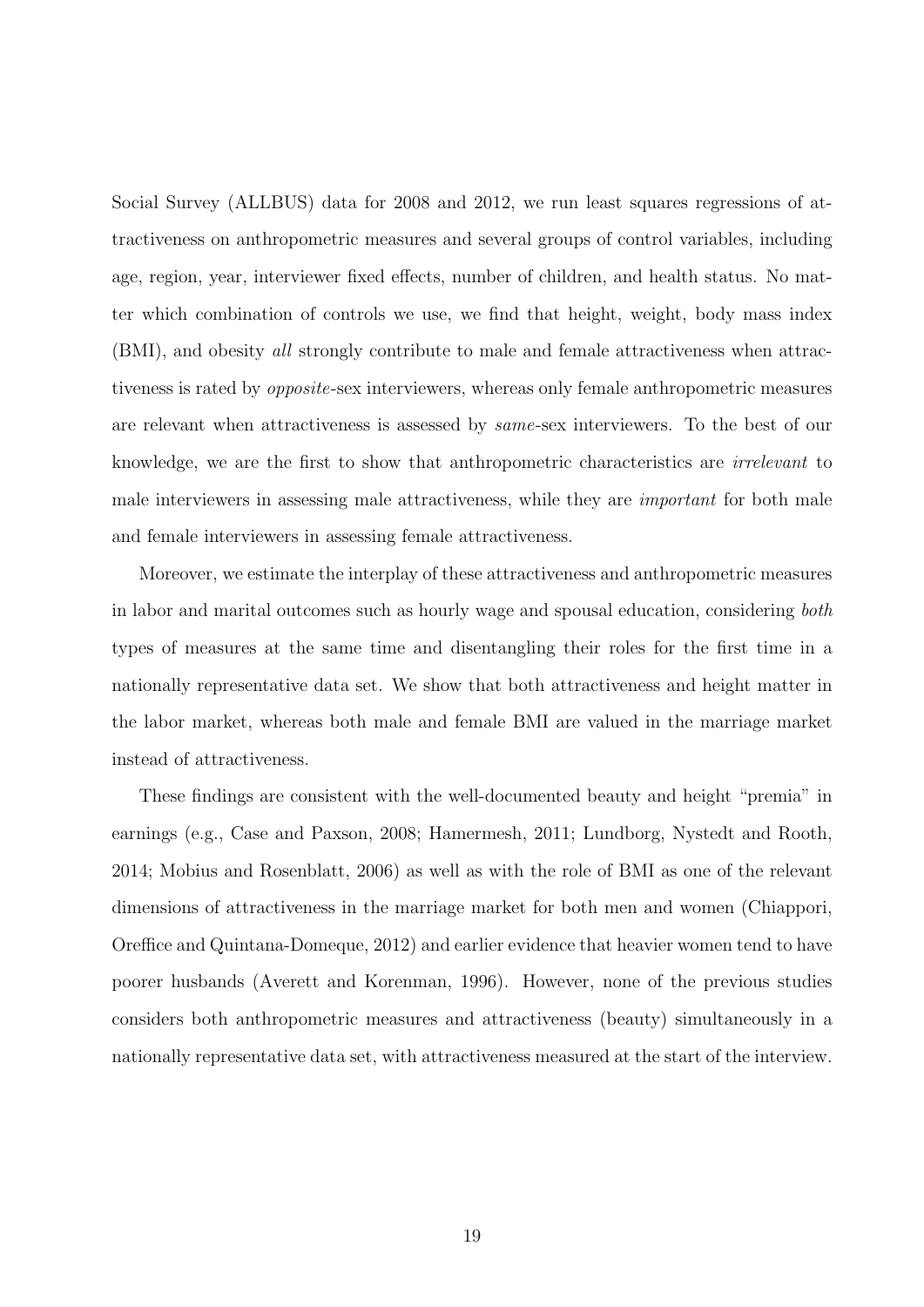Social Survey (ALLBUS) data for 2008 and 2012, we run least squares regressions of attractiveness on anthropometric measures and several groups of control variables, including age, region, year, interviewer fixed effects, number of children, and health status. No matter which combination of controls we use, we find that height, weight, body mass index (BMI), and obesity *all* strongly contribute to male and female attractiveness when attractiveness is rated by *opposite*-sex interviewers, whereas only female anthropometric measures are relevant when attractiveness is assessed by *same*-sex interviewers. To the best of our knowledge, we are the first to show that anthropometric characteristics are *irrelevant* to male interviewers in assessing male attractiveness, while they are *important* for both male and female interviewers in assessing female attractiveness.

Moreover, we estimate the interplay of these attractiveness and anthropometric measures in labor and marital outcomes such as hourly wage and spousal education, considering *both* types of measures at the same time and disentangling their roles for the first time in a nationally representative data set. We show that both attractiveness and height matter in the labor market, whereas both male and female BMI are valued in the marriage market instead of attractiveness.

These findings are consistent with the well-documented beauty and height "premia" in earnings (e.g., Case and Paxson, 2008; Hamermesh, 2011; Lundborg, Nystedt and Rooth, 2014; Mobius and Rosenblatt, 2006) as well as with the role of BMI as one of the relevant dimensions of attractiveness in the marriage market for both men and women (Chiappori, Oreffice and Quintana-Domeque, 2012) and earlier evidence that heavier women tend to have poorer husbands (Averett and Korenman, 1996). However, none of the previous studies considers both anthropometric measures and attractiveness (beauty) simultaneously in a nationally representative data set, with attractiveness measured at the start of the interview.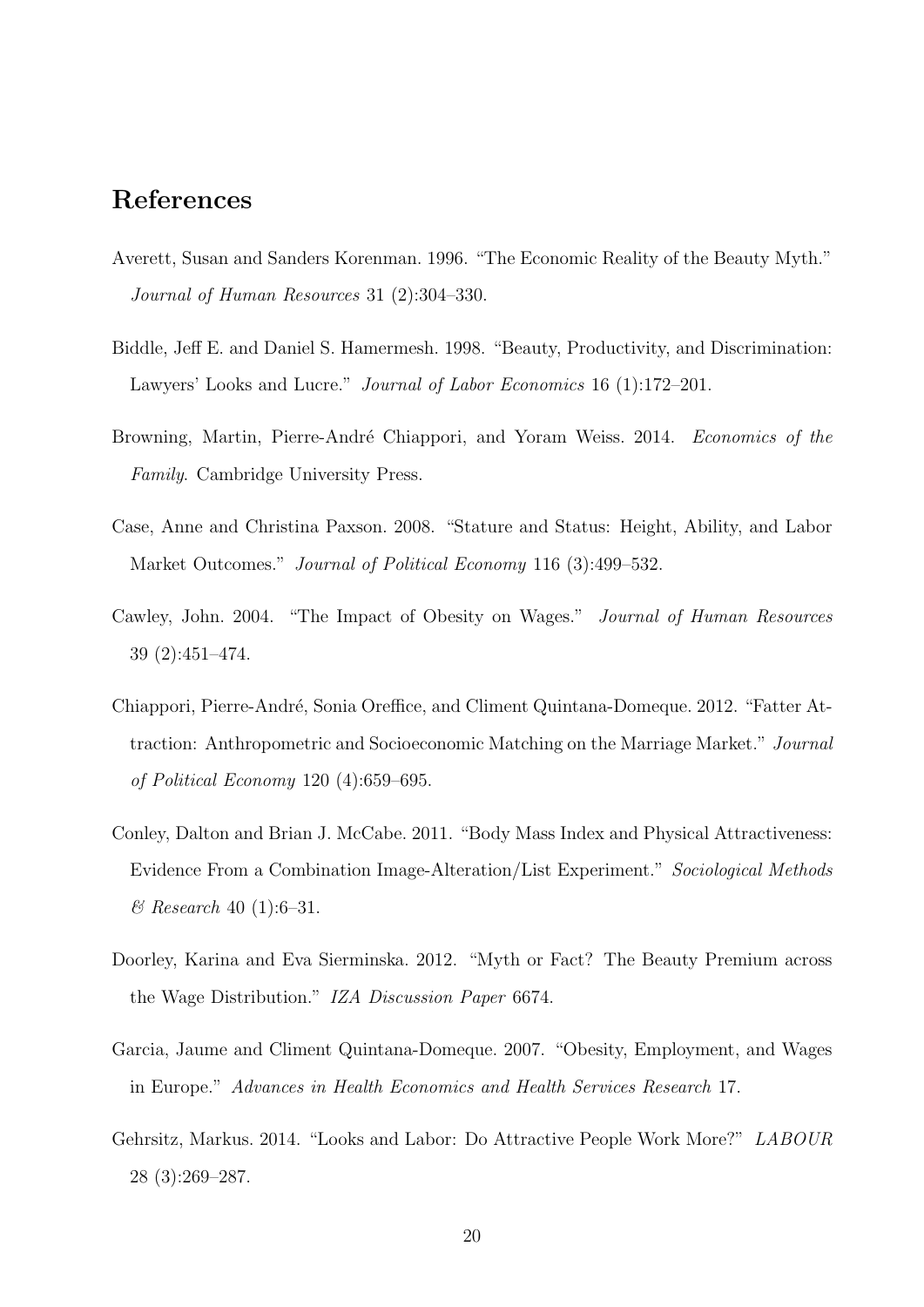## References

Averett, Susan and Sanders Korenman. 1996. "The Economic Reality of the Beauty Myth." *Journal of Human Resources* 31 (2):304–330.

Biddle, Jeff E. and Daniel S. Hamermesh. 1998. "Beauty, Productivity, and Discrimination: Lawyers' Looks and Lucre." *Journal of Labor Economics* 16 (1):172–201.

Browning, Martin, Pierre-André Chiappori, and Yoram Weiss. 2014. *Economics of the Family*. Cambridge University Press.

Case, Anne and Christina Paxson. 2008. "Stature and Status: Height, Ability, and Labor Market Outcomes." *Journal of Political Economy* 116 (3):499–532.

Cawley, John. 2004. "The Impact of Obesity on Wages." *Journal of Human Resources* 39 (2):451–474.

Chiappori, Pierre-André, Sonia Oreffice, and Climent Quintana-Domeque. 2012. "Fatter Attraction: Anthropometric and Socioeconomic Matching on the Marriage Market." *Journal of Political Economy* 120 (4):659–695.

Conley, Dalton and Brian J. McCabe. 2011. "Body Mass Index and Physical Attractiveness: Evidence From a Combination Image-Alteration/List Experiment." *Sociological Methods & Research* 40 (1):6–31.

Doorley, Karina and Eva Sierminska. 2012. "Myth or Fact? The Beauty Premium across the Wage Distribution." *IZA Discussion Paper* 6674.

Garcia, Jaume and Climent Quintana-Domeque. 2007. "Obesity, Employment, and Wages in Europe." *Advances in Health Economics and Health Services Research* 17.

Gehrsitz, Markus. 2014. "Looks and Labor: Do Attractive People Work More?" *LABOUR* 28 (3):269–287.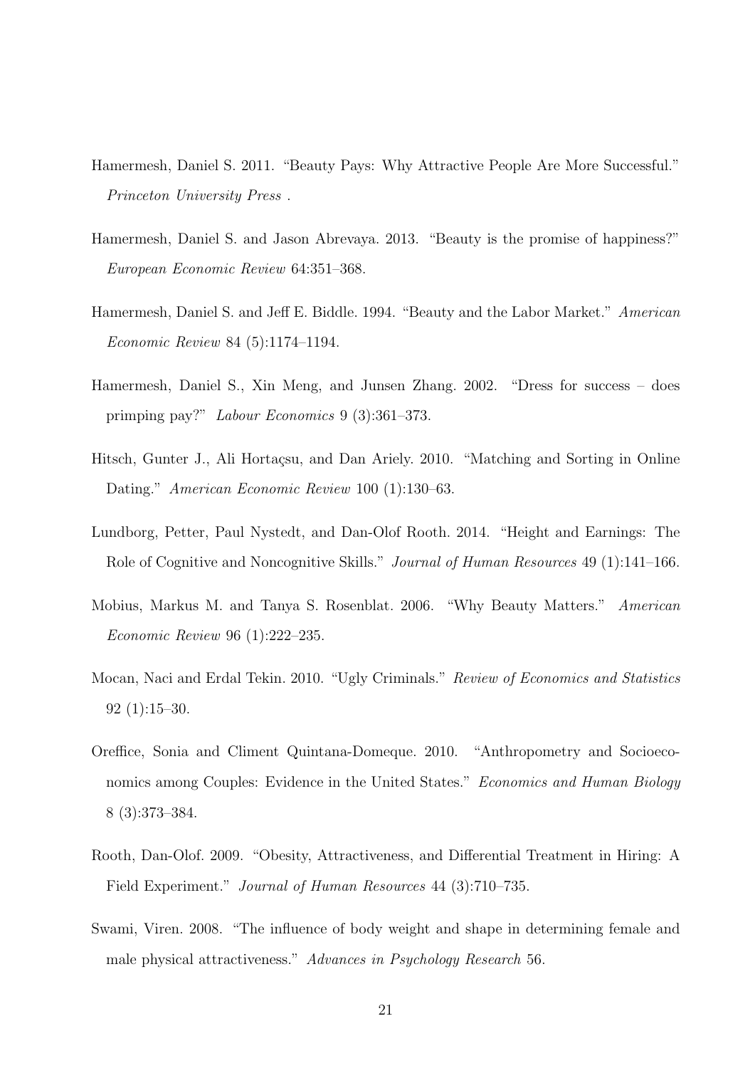Hamermesh, Daniel S. 2011. "Beauty Pays: Why Attractive People Are More Successful." *Princeton University Press* .

Hamermesh, Daniel S. and Jason Abrevaya. 2013. "Beauty is the promise of happiness?" *European Economic Review* 64:351–368.

Hamermesh, Daniel S. and Jeff E. Biddle. 1994. "Beauty and the Labor Market." *American Economic Review* 84 (5):1174–1194.

Hamermesh, Daniel S., Xin Meng, and Junsen Zhang. 2002. "Dress for success – does primping pay?" *Labour Economics* 9 (3):361–373.

Hitsch, Gunter J., Ali Hortaçsu, and Dan Ariely. 2010. "Matching and Sorting in Online Dating." *American Economic Review* 100 (1):130–63.

Lundborg, Petter, Paul Nystedt, and Dan-Olof Rooth. 2014. "Height and Earnings: The Role of Cognitive and Noncognitive Skills." *Journal of Human Resources* 49 (1):141–166.

Mobius, Markus M. and Tanya S. Rosenblat. 2006. "Why Beauty Matters." *American Economic Review* 96 (1):222–235.

Mocan, Naci and Erdal Tekin. 2010. "Ugly Criminals." *Review of Economics and Statistics* 92 (1):15–30.

Oreffice, Sonia and Climent Quintana-Domeque. 2010. "Anthropometry and Socioeconomics among Couples: Evidence in the United States." *Economics and Human Biology* 8 (3):373–384.

Rooth, Dan-Olof. 2009. "Obesity, Attractiveness, and Differential Treatment in Hiring: A Field Experiment." *Journal of Human Resources* 44 (3):710–735.

Swami, Viren. 2008. "The influence of body weight and shape in determining female and male physical attractiveness." *Advances in Psychology Research* 56.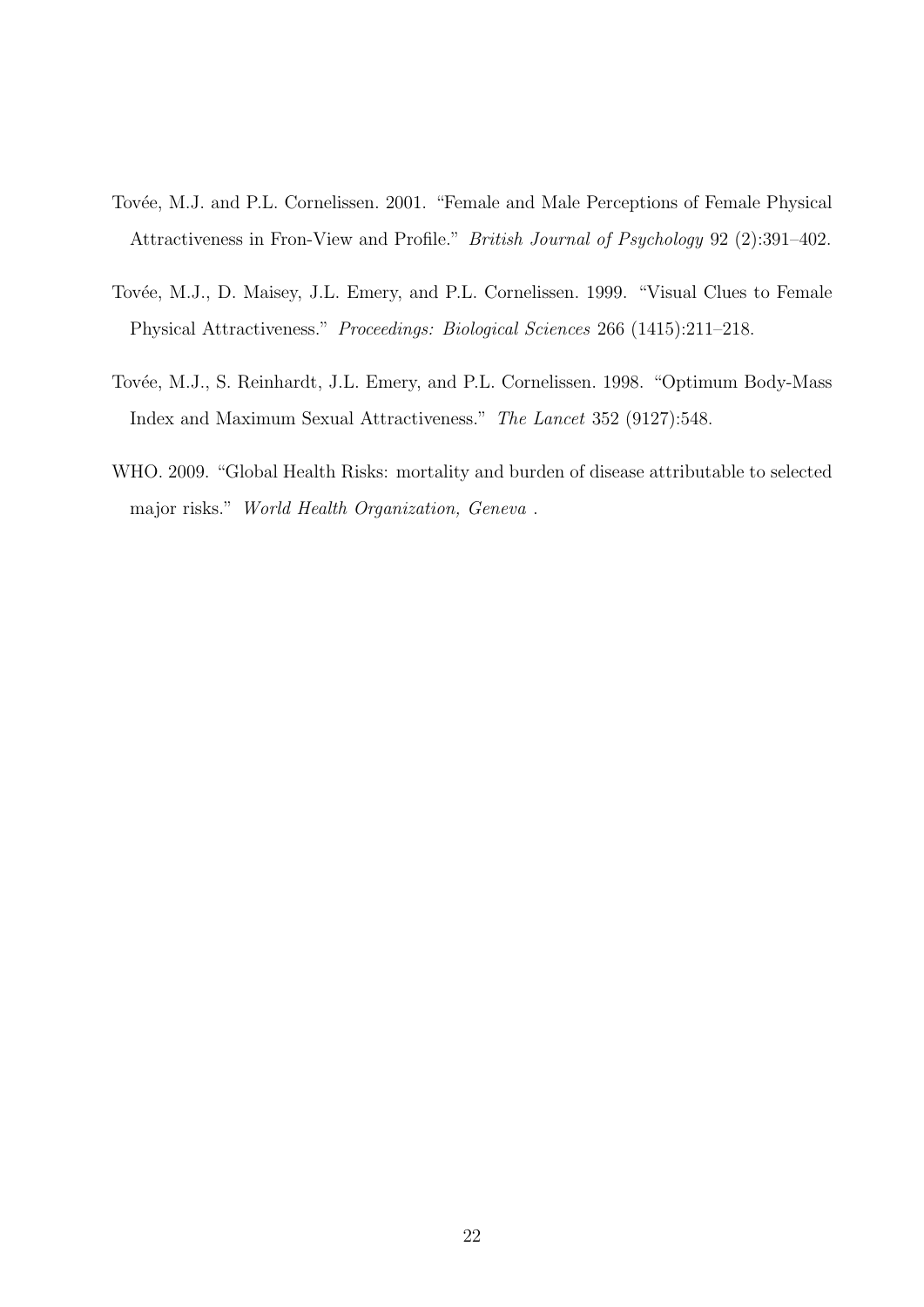Tovée, M.J. and P.L. Cornelissen. 2001. "Female and Male Perceptions of Female Physical Attractiveness in Fron-View and Profile." *British Journal of Psychology* 92 (2):391–402.

Tovée, M.J., D. Maisey, J.L. Emery, and P.L. Cornelissen. 1999. "Visual Clues to Female Physical Attractiveness." *Proceedings: Biological Sciences* 266 (1415):211–218.

Tovée, M.J., S. Reinhardt, J.L. Emery, and P.L. Cornelissen. 1998. "Optimum Body-Mass Index and Maximum Sexual Attractiveness." *The Lancet* 352 (9127):548.

WHO. 2009. "Global Health Risks: mortality and burden of disease attributable to selected major risks." *World Health Organization, Geneva* .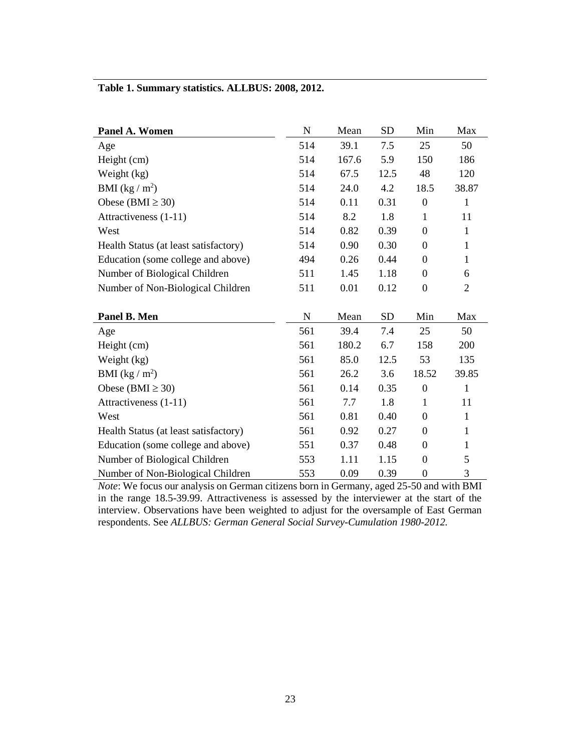**Table 1. Summary statistics. ALLBUS: 2008, 2012.**

| **Panel A. Women** | N | Mean | SD | Min | Max |
|---|---|---|---|---|---|
| Age | 514 | 39.1 | 7.5 | 25 | 50 |
| Height (cm) | 514 | 167.6 | 5.9 | 150 | 186 |
| Weight (kg) | 514 | 67.5 | 12.5 | 48 | 120 |
| BMI (kg / $m^2$) | 514 | 24.0 | 4.2 | 18.5 | 38.87 |
| Obese (BMI ≥ 30) | 514 | 0.11 | 0.31 | 0 | 1 |
| Attractiveness (1-11) | 514 | 8.2 | 1.8 | 1 | 11 |
| West | 514 | 0.82 | 0.39 | 0 | 1 |
| Health Status (at least satisfactory) | 514 | 0.90 | 0.30 | 0 | 1 |
| Education (some college and above) | 494 | 0.26 | 0.44 | 0 | 1 |
| Number of Biological Children | 511 | 1.45 | 1.18 | 0 | 6 |
| Number of Non-Biological Children | 511 | 0.01 | 0.12 | 0 | 2 |
| **Panel B. Men** | **N** | **Mean** | **SD** | **Min** | **Max** |
| Age | 561 | 39.4 | 7.4 | 25 | 50 |
| Height (cm) | 561 | 180.2 | 6.7 | 158 | 200 |
| Weight (kg) | 561 | 85.0 | 12.5 | 53 | 135 |
| BMI (kg / $m^2$) | 561 | 26.2 | 3.6 | 18.52 | 39.85 |
| Obese (BMI ≥ 30) | 561 | 0.14 | 0.35 | 0 | 1 |
| Attractiveness (1-11) | 561 | 7.7 | 1.8 | 1 | 11 |
| West | 561 | 0.81 | 0.40 | 0 | 1 |
| Health Status (at least satisfactory) | 561 | 0.92 | 0.27 | 0 | 1 |
| Education (some college and above) | 551 | 0.37 | 0.48 | 0 | 1 |
| Number of Biological Children | 553 | 1.11 | 1.15 | 0 | 5 |
| Number of Non-Biological Children | 553 | 0.09 | 0.39 | 0 | 3 |

*Note*: We focus our analysis on German citizens born in Germany, aged 25-50 and with BMI in the range 18.5-39.99. Attractiveness is assessed by the interviewer at the start of the interview. Observations have been weighted to adjust for the oversample of East German respondents. See *ALLBUS: German General Social Survey-Cumulation 1980-2012.*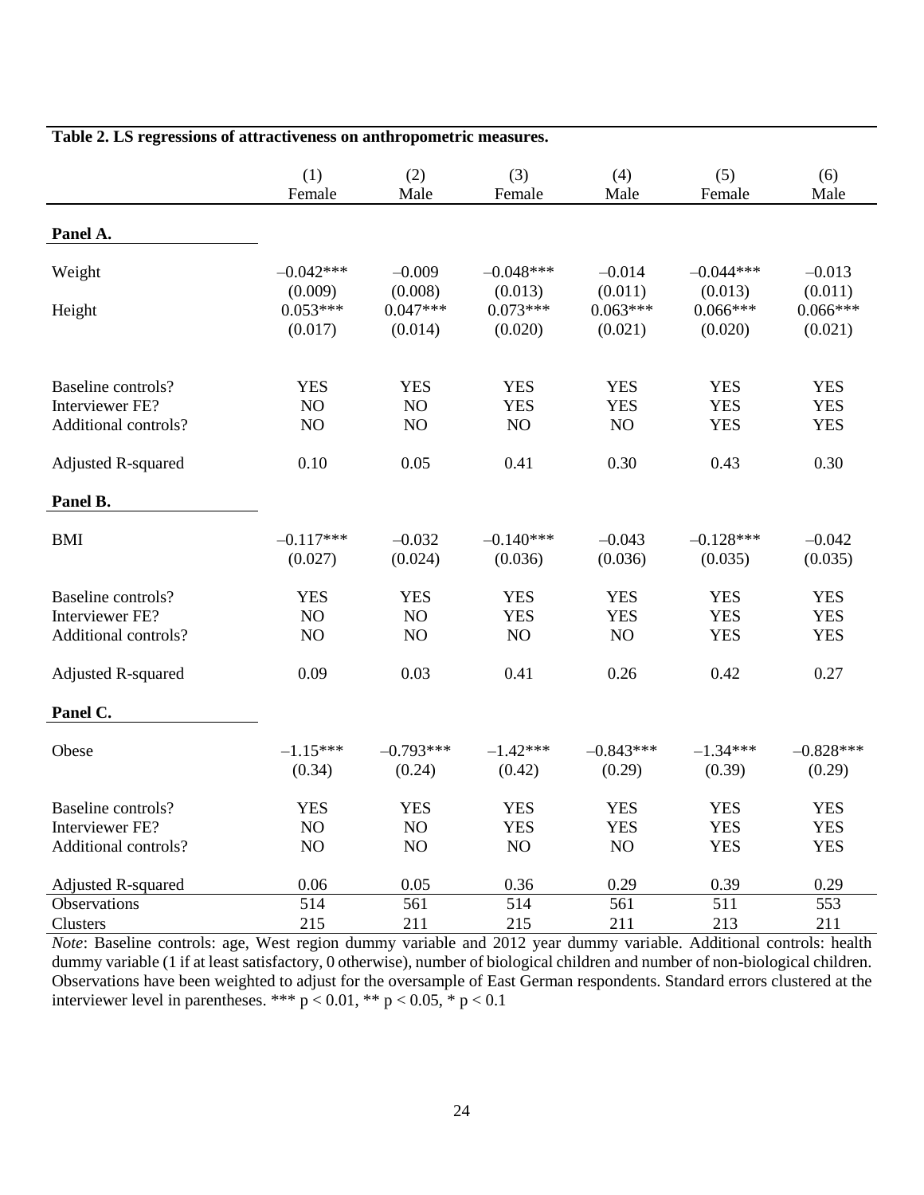**Table 2. LS regressions of attractiveness on anthropometric measures.**

| | (1) Female | (2) Male | (3) Female | (4) Male | (5) Female | (6) Male |
|---|---|---|---|---|---|---|
| **Panel A.** | | | | | | |
| Weight | –0.042*** | –0.009 | –0.048*** | –0.014 | –0.044*** | –0.013 |
| | (0.009) | (0.008) | (0.013) | (0.011) | (0.013) | (0.011) |
| Height | 0.053*** | 0.047*** | 0.073*** | 0.063*** | 0.066*** | 0.066*** |
| | (0.017) | (0.014) | (0.020) | (0.021) | (0.020) | (0.021) |
| Baseline controls? | YES | YES | YES | YES | YES | YES |
| Interviewer FE? | NO | NO | YES | YES | YES | YES |
| Additional controls? | NO | NO | NO | NO | YES | YES |
| Adjusted R-squared | 0.10 | 0.05 | 0.41 | 0.30 | 0.43 | 0.30 |
| **Panel B.** | | | | | | |
| BMI | –0.117*** | –0.032 | –0.140*** | –0.043 | –0.128*** | –0.042 |
| | (0.027) | (0.024) | (0.036) | (0.036) | (0.035) | (0.035) |
| Baseline controls? | YES | YES | YES | YES | YES | YES |
| Interviewer FE? | NO | NO | YES | YES | YES | YES |
| Additional controls? | NO | NO | NO | NO | YES | YES |
| Adjusted R-squared | 0.09 | 0.03 | 0.41 | 0.26 | 0.42 | 0.27 |
| **Panel C.** | | | | | | |
| Obese | –1.15*** | –0.793*** | –1.42*** | –0.843*** | –1.34*** | –0.828*** |
| | (0.34) | (0.24) | (0.42) | (0.29) | (0.39) | (0.29) |
| Baseline controls? | YES | YES | YES | YES | YES | YES |
| Interviewer FE? | NO | NO | YES | YES | YES | YES |
| Additional controls? | NO | NO | NO | NO | YES | YES |
| Adjusted R-squared | 0.06 | 0.05 | 0.36 | 0.29 | 0.39 | 0.29 |
| Observations | 514 | 561 | 514 | 561 | 511 | 553 |
| Clusters | 215 | 211 | 215 | 211 | 213 | 211 |

*Note*: Baseline controls: age, West region dummy variable and 2012 year dummy variable. Additional controls: health dummy variable (1 if at least satisfactory, 0 otherwise), number of biological children and number of non-biological children. Observations have been weighted to adjust for the oversample of East German respondents. Standard errors clustered at the interviewer level in parentheses. *** $p < 0.01$, ** $p < 0.05$, * $p < 0.1$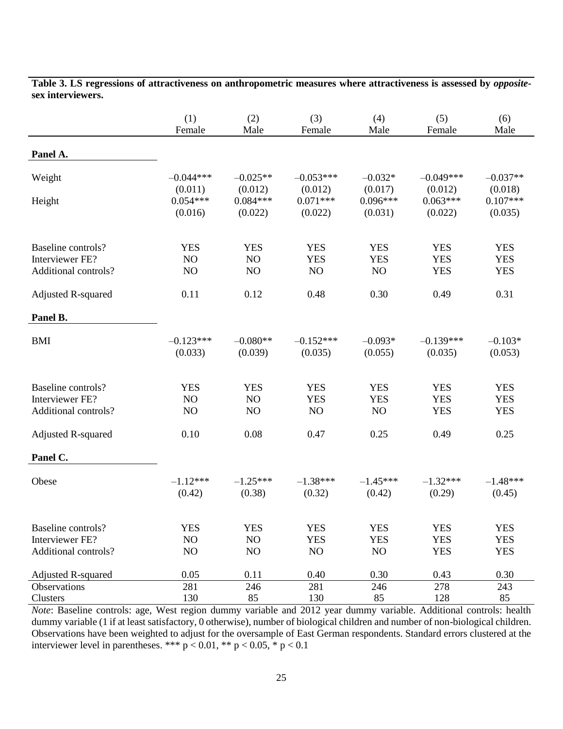**Table 3. LS regressions of attractiveness on anthropometric measures where attractiveness is assessed by *opposite*-sex interviewers.**

| | (1) Female | (2) Male | (3) Female | (4) Male | (5) Female | (6) Male |
|---|---|---|---|---|---|---|
| **Panel A.** | | | | | | |
| Weight | –0.044*** | –0.025** | –0.053*** | –0.032* | –0.049*** | –0.037** |
| | (0.011) | (0.012) | (0.012) | (0.017) | (0.012) | (0.018) |
| Height | 0.054*** | 0.084*** | 0.071*** | 0.096*** | 0.063*** | 0.107*** |
| | (0.016) | (0.022) | (0.022) | (0.031) | (0.022) | (0.035) |
| Baseline controls? | YES | YES | YES | YES | YES | YES |
| Interviewer FE? | NO | NO | YES | YES | YES | YES |
| Additional controls? | NO | NO | NO | NO | YES | YES |
| Adjusted R-squared | 0.11 | 0.12 | 0.48 | 0.30 | 0.49 | 0.31 |
| **Panel B.** | | | | | | |
| BMI | –0.123*** | –0.080** | –0.152*** | –0.093* | –0.139*** | –0.103* |
| | (0.033) | (0.039) | (0.035) | (0.055) | (0.035) | (0.053) |
| Baseline controls? | YES | YES | YES | YES | YES | YES |
| Interviewer FE? | NO | NO | YES | YES | YES | YES |
| Additional controls? | NO | NO | NO | NO | YES | YES |
| Adjusted R-squared | 0.10 | 0.08 | 0.47 | 0.25 | 0.49 | 0.25 |
| **Panel C.** | | | | | | |
| Obese | –1.12*** | –1.25*** | –1.38*** | –1.45*** | –1.32*** | –1.48*** |
| | (0.42) | (0.38) | (0.32) | (0.42) | (0.29) | (0.45) |
| Baseline controls? | YES | YES | YES | YES | YES | YES |
| Interviewer FE? | NO | NO | YES | YES | YES | YES |
| Additional controls? | NO | NO | NO | NO | YES | YES |
| Adjusted R-squared | 0.05 | 0.11 | 0.40 | 0.30 | 0.43 | 0.30 |
| Observations | 281 | 246 | 281 | 246 | 278 | 243 |
| Clusters | 130 | 85 | 130 | 85 | 128 | 85 |

*Note*: Baseline controls: age, West region dummy variable and 2012 year dummy variable. Additional controls: health dummy variable (1 if at least satisfactory, 0 otherwise), number of biological children and number of non-biological children. Observations have been weighted to adjust for the oversample of East German respondents. Standard errors clustered at the interviewer level in parentheses. *** $p < 0.01$, ** $p < 0.05$, * $p < 0.1$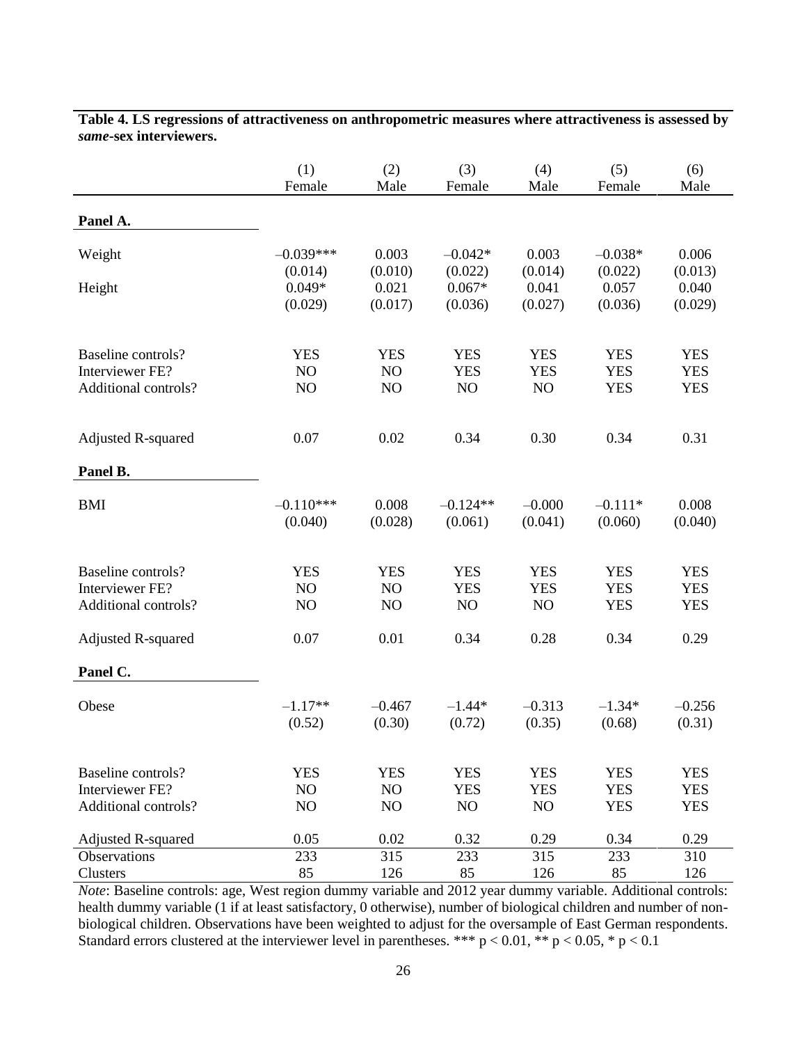**Table 4. LS regressions of attractiveness on anthropometric measures where attractiveness is assessed by *same*-sex interviewers.**

| | (1) Female | (2) Male | (3) Female | (4) Male | (5) Female | (6) Male |
|---|---|---|---|---|---|---|
| **Panel A.** | | | | | | |
| Weight | –0.039*** | 0.003 | –0.042* | 0.003 | –0.038* | 0.006 |
| | (0.014) | (0.010) | (0.022) | (0.014) | (0.022) | (0.013) |
| Height | 0.049* | 0.021 | 0.067* | 0.041 | 0.057 | 0.040 |
| | (0.029) | (0.017) | (0.036) | (0.027) | (0.036) | (0.029) |
| Baseline controls? | YES | YES | YES | YES | YES | YES |
| Interviewer FE? | NO | NO | YES | YES | YES | YES |
| Additional controls? | NO | NO | NO | NO | YES | YES |
| Adjusted R-squared | 0.07 | 0.02 | 0.34 | 0.30 | 0.34 | 0.31 |
| **Panel B.** | | | | | | |
| BMI | –0.110*** | 0.008 | –0.124** | –0.000 | –0.111* | 0.008 |
| | (0.040) | (0.028) | (0.061) | (0.041) | (0.060) | (0.040) |
| Baseline controls? | YES | YES | YES | YES | YES | YES |
| Interviewer FE? | NO | NO | YES | YES | YES | YES |
| Additional controls? | NO | NO | NO | NO | YES | YES |
| Adjusted R-squared | 0.07 | 0.01 | 0.34 | 0.28 | 0.34 | 0.29 |
| **Panel C.** | | | | | | |
| Obese | –1.17** | –0.467 | –1.44* | –0.313 | –1.34* | –0.256 |
| | (0.52) | (0.30) | (0.72) | (0.35) | (0.68) | (0.31) |
| Baseline controls? | YES | YES | YES | YES | YES | YES |
| Interviewer FE? | NO | NO | YES | YES | YES | YES |
| Additional controls? | NO | NO | NO | NO | YES | YES |
| Adjusted R-squared | 0.05 | 0.02 | 0.32 | 0.29 | 0.34 | 0.29 |
| Observations | 233 | 315 | 233 | 315 | 233 | 310 |
| Clusters | 85 | 126 | 85 | 126 | 85 | 126 |

*Note*: Baseline controls: age, West region dummy variable and 2012 year dummy variable. Additional controls: health dummy variable (1 if at least satisfactory, 0 otherwise), number of biological children and number of non-biological children. Observations have been weighted to adjust for the oversample of East German respondents. Standard errors clustered at the interviewer level in parentheses. *** $p < 0.01$, ** $p < 0.05$, * $p < 0.1$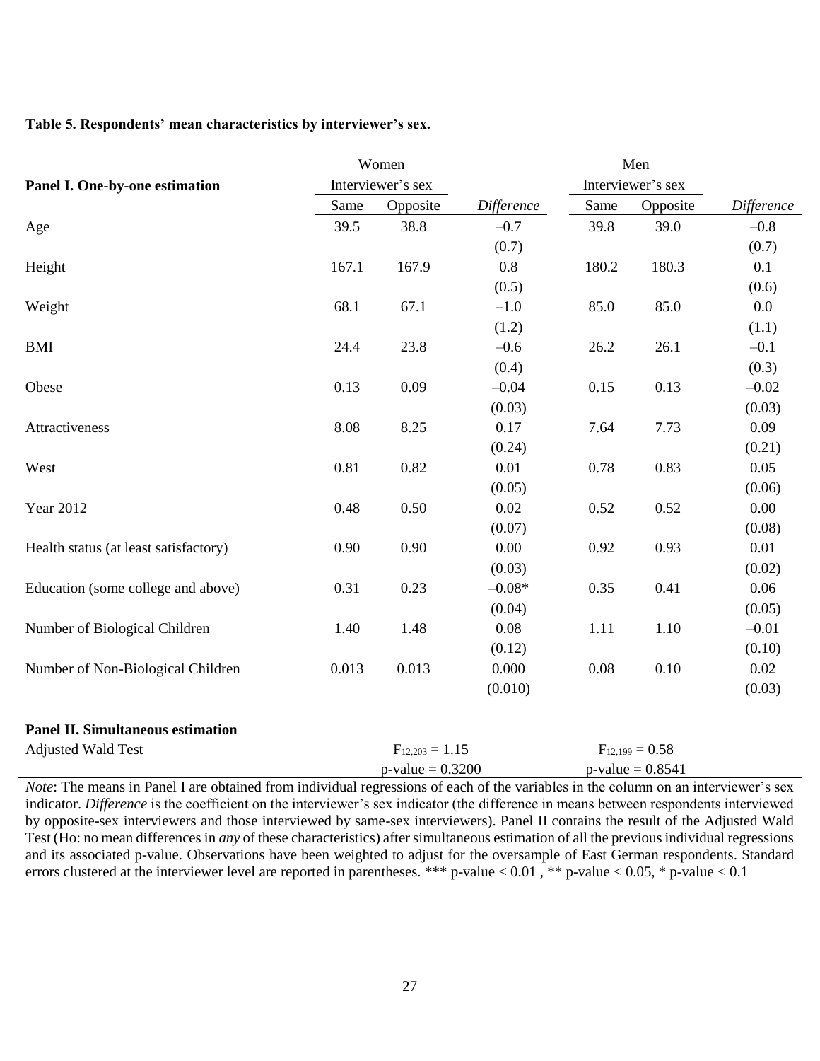**Table 5. Respondents' mean characteristics by interviewer's sex.**

| Panel I. One-by-one estimation | Women | | | Men | | |
|---|---|---|---|---|---|---|
| | Interviewer's sex | | | Interviewer's sex | | |
| | Same | Opposite | *Difference* | Same | Opposite | *Difference* |
| Age | 39.5 | 38.8 | –0.7 | 39.8 | 39.0 | –0.8 |
| | | | (0.7) | | | (0.7) |
| Height | 167.1 | 167.9 | 0.8 | 180.2 | 180.3 | 0.1 |
| | | | (0.5) | | | (0.6) |
| Weight | 68.1 | 67.1 | –1.0 | 85.0 | 85.0 | 0.0 |
| | | | (1.2) | | | (1.1) |
| BMI | 24.4 | 23.8 | –0.6 | 26.2 | 26.1 | –0.1 |
| | | | (0.4) | | | (0.3) |
| Obese | 0.13 | 0.09 | –0.04 | 0.15 | 0.13 | –0.02 |
| | | | (0.03) | | | (0.03) |
| Attractiveness | 8.08 | 8.25 | 0.17 | 7.64 | 7.73 | 0.09 |
| | | | (0.24) | | | (0.21) |
| West | 0.81 | 0.82 | 0.01 | 0.78 | 0.83 | 0.05 |
| | | | (0.05) | | | (0.06) |
| Year 2012 | 0.48 | 0.50 | 0.02 | 0.52 | 0.52 | 0.00 |
| | | | (0.07) | | | (0.08) |
| Health status (at least satisfactory) | 0.90 | 0.90 | 0.00 | 0.92 | 0.93 | 0.01 |
| | | | (0.03) | | | (0.02) |
| Education (some college and above) | 0.31 | 0.23 | –0.08* | 0.35 | 0.41 | 0.06 |
| | | | (0.04) | | | (0.05) |
| Number of Biological Children | 1.40 | 1.48 | 0.08 | 1.11 | 1.10 | –0.01 |
| | | | (0.12) | | | (0.10) |
| Number of Non-Biological Children | 0.013 | 0.013 | 0.000 | 0.08 | 0.10 | 0.02 |
| | | | (0.010) | | | (0.03) |
| **Panel II. Simultaneous estimation** | | | | | | |
| Adjusted Wald Test | | $F_{12,203} = 1.15$ | | | $F_{12,199} = 0.58$ | |
| | | p-value = 0.3200 | | | p-value = 0.8541 | |

*Note*: The means in Panel I are obtained from individual regressions of each of the variables in the column on an interviewer's sex indicator. *Difference* is the coefficient on the interviewer's sex indicator (the difference in means between respondents interviewed by opposite-sex interviewers and those interviewed by same-sex interviewers). Panel II contains the result of the Adjusted Wald Test (Ho: no mean differences in *any* of these characteristics) after simultaneous estimation of all the previous individual regressions and its associated p-value. Observations have been weighted to adjust for the oversample of East German respondents. Standard errors clustered at the interviewer level are reported in parentheses. *** p-value < 0.01 , ** p-value < 0.05, * p-value < 0.1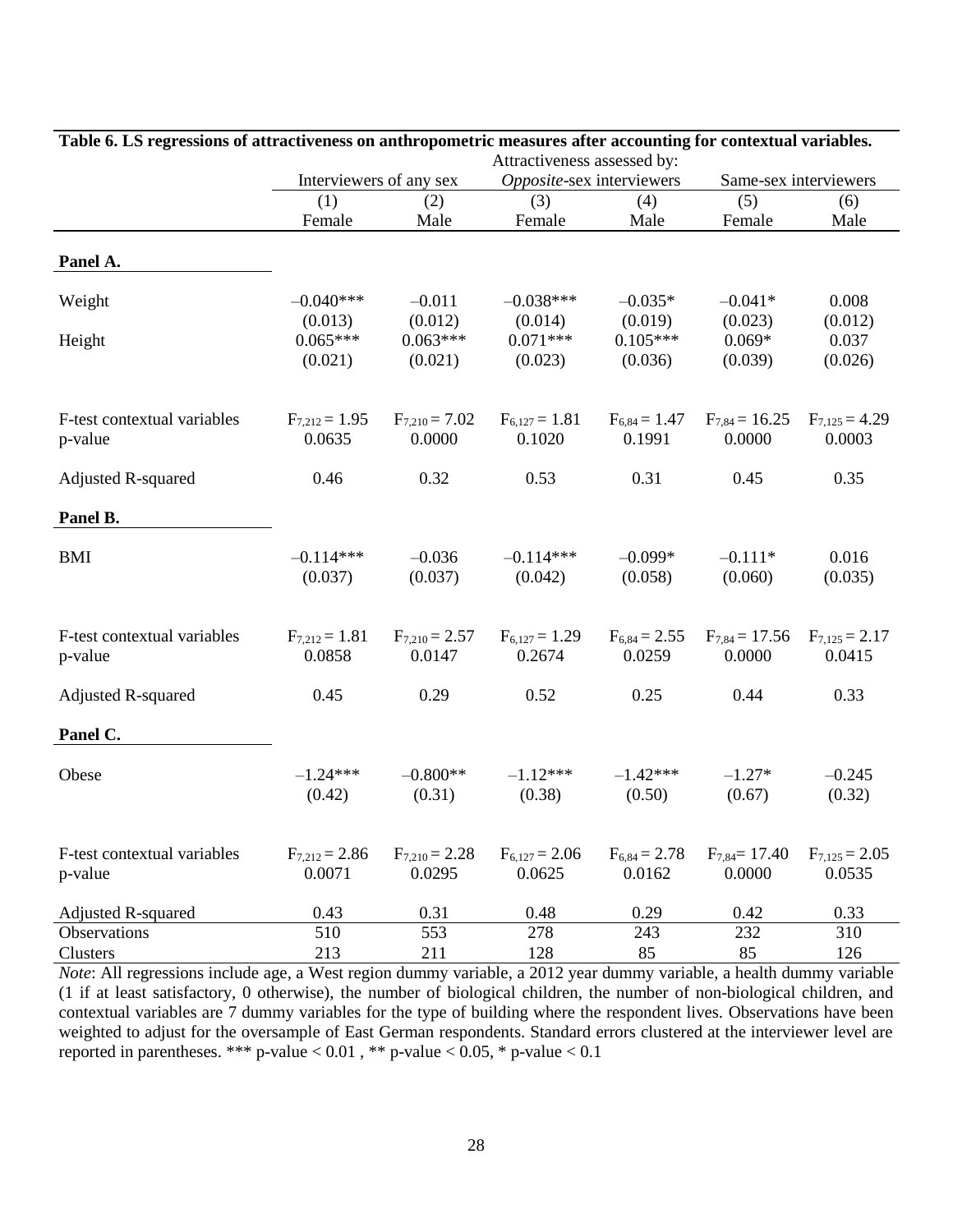**Table 6. LS regressions of attractiveness on anthropometric measures after accounting for contextual variables.**

| | Attractiveness assessed by: | | | | | |
|---|---|---|---|---|---|---|
| | Interviewers of any sex | | *Opposite*-sex interviewers | | Same-sex interviewers | |
| | (1) | (2) | (3) | (4) | (5) | (6) |
| | Female | Male | Female | Male | Female | Male |
| **Panel A.** | | | | | | |
| Weight | –0.040*** | –0.011 | –0.038*** | –0.035* | –0.041* | 0.008 |
| | (0.013) | (0.012) | (0.014) | (0.019) | (0.023) | (0.012) |
| Height | 0.065*** | 0.063*** | 0.071*** | 0.105*** | 0.069* | 0.037 |
| | (0.021) | (0.021) | (0.023) | (0.036) | (0.039) | (0.026) |
| F-test contextual variables | $F_{7,212} = 1.95$ | $F_{7,210} = 7.02$ | $F_{6,127} = 1.81$ | $F_{6,84} = 1.47$ | $F_{7,84} = 16.25$ | $F_{7,125} = 4.29$ |
| p-value | 0.0635 | 0.0000 | 0.1020 | 0.1991 | 0.0000 | 0.0003 |
| Adjusted R-squared | 0.46 | 0.32 | 0.53 | 0.31 | 0.45 | 0.35 |
| **Panel B.** | | | | | | |
| BMI | –0.114*** | –0.036 | –0.114*** | –0.099* | –0.111* | 0.016 |
| | (0.037) | (0.037) | (0.042) | (0.058) | (0.060) | (0.035) |
| F-test contextual variables | $F_{7,212} = 1.81$ | $F_{7,210} = 2.57$ | $F_{6,127} = 1.29$ | $F_{6,84} = 2.55$ | $F_{7,84} = 17.56$ | $F_{7,125} = 2.17$ |
| p-value | 0.0858 | 0.0147 | 0.2674 | 0.0259 | 0.0000 | 0.0415 |
| Adjusted R-squared | 0.45 | 0.29 | 0.52 | 0.25 | 0.44 | 0.33 |
| **Panel C.** | | | | | | |
| Obese | –1.24*** | –0.800** | –1.12*** | –1.42*** | –1.27* | –0.245 |
| | (0.42) | (0.31) | (0.38) | (0.50) | (0.67) | (0.32) |
| F-test contextual variables | $F_{7,212} = 2.86$ | $F_{7,210} = 2.28$ | $F_{6,127} = 2.06$ | $F_{6,84} = 2.78$ | $F_{7,84} = 17.40$ | $F_{7,125} = 2.05$ |
| p-value | 0.0071 | 0.0295 | 0.0625 | 0.0162 | 0.0000 | 0.0535 |
| Adjusted R-squared | 0.43 | 0.31 | 0.48 | 0.29 | 0.42 | 0.33 |
| Observations | 510 | 553 | 278 | 243 | 232 | 310 |
| Clusters | 213 | 211 | 128 | 85 | 85 | 126 |

*Note*: All regressions include age, a West region dummy variable, a 2012 year dummy variable, a health dummy variable (1 if at least satisfactory, 0 otherwise), the number of biological children, the number of non-biological children, and contextual variables are 7 dummy variables for the type of building where the respondent lives. Observations have been weighted to adjust for the oversample of East German respondents. Standard errors clustered at the interviewer level are reported in parentheses. *** p-value < 0.01 , ** p-value < 0.05, * p-value < 0.1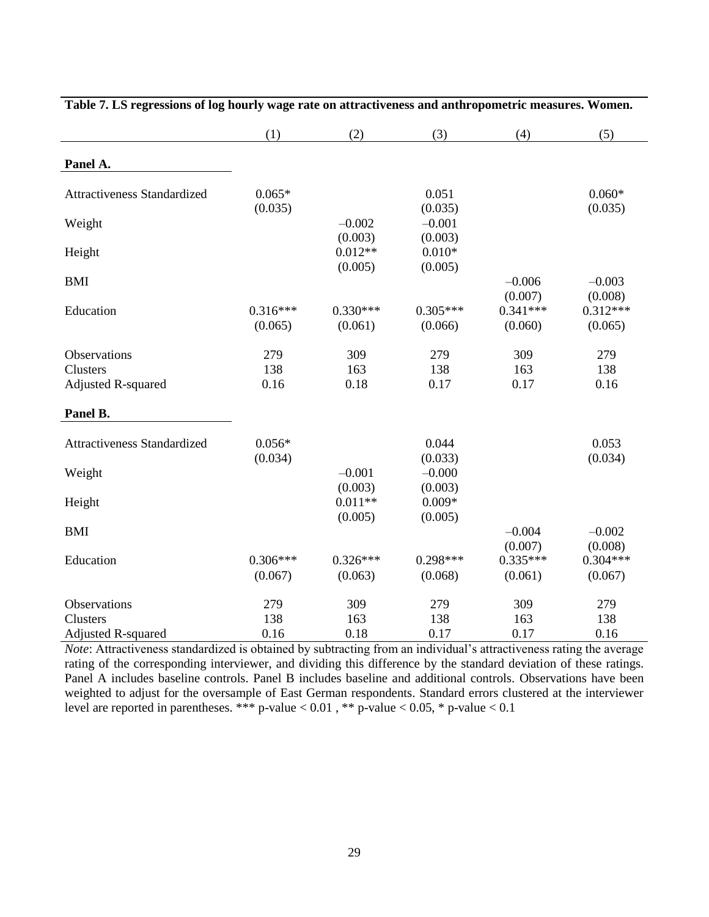**Table 7. LS regressions of log hourly wage rate on attractiveness and anthropometric measures. Women.**

| | (1) | (2) | (3) | (4) | (5) |
|---|---|---|---|---|---|
| **Panel A.** | | | | | |
| Attractiveness Standardized | 0.065* | | 0.051 | | 0.060* |
| | (0.035) | | (0.035) | | (0.035) |
| Weight | | –0.002 | –0.001 | | |
| | | (0.003) | (0.003) | | |
| Height | | 0.012** | 0.010* | | |
| | | (0.005) | (0.005) | | |
| BMI | | | | –0.006 | –0.003 |
| | | | | (0.007) | (0.008) |
| Education | 0.316*** | 0.330*** | 0.305*** | 0.341*** | 0.312*** |
| | (0.065) | (0.061) | (0.066) | (0.060) | (0.065) |
| Observations | 279 | 309 | 279 | 309 | 279 |
| Clusters | 138 | 163 | 138 | 163 | 138 |
| Adjusted R-squared | 0.16 | 0.18 | 0.17 | 0.17 | 0.16 |
| **Panel B.** | | | | | |
| Attractiveness Standardized | 0.056* | | 0.044 | | 0.053 |
| | (0.034) | | (0.033) | | (0.034) |
| Weight | | –0.001 | –0.000 | | |
| | | (0.003) | (0.003) | | |
| Height | | 0.011** | 0.009* | | |
| | | (0.005) | (0.005) | | |
| BMI | | | | –0.004 | –0.002 |
| | | | | (0.007) | (0.008) |
| Education | 0.306*** | 0.326*** | 0.298*** | 0.335*** | 0.304*** |
| | (0.067) | (0.063) | (0.068) | (0.061) | (0.067) |
| Observations | 279 | 309 | 279 | 309 | 279 |
| Clusters | 138 | 163 | 138 | 163 | 138 |
| Adjusted R-squared | 0.16 | 0.18 | 0.17 | 0.17 | 0.16 |

*Note*: Attractiveness standardized is obtained by subtracting from an individual's attractiveness rating the average rating of the corresponding interviewer, and dividing this difference by the standard deviation of these ratings. Panel A includes baseline controls. Panel B includes baseline and additional controls. Observations have been weighted to adjust for the oversample of East German respondents. Standard errors clustered at the interviewer level are reported in parentheses. *** p-value < 0.01 , ** p-value < 0.05, * p-value < 0.1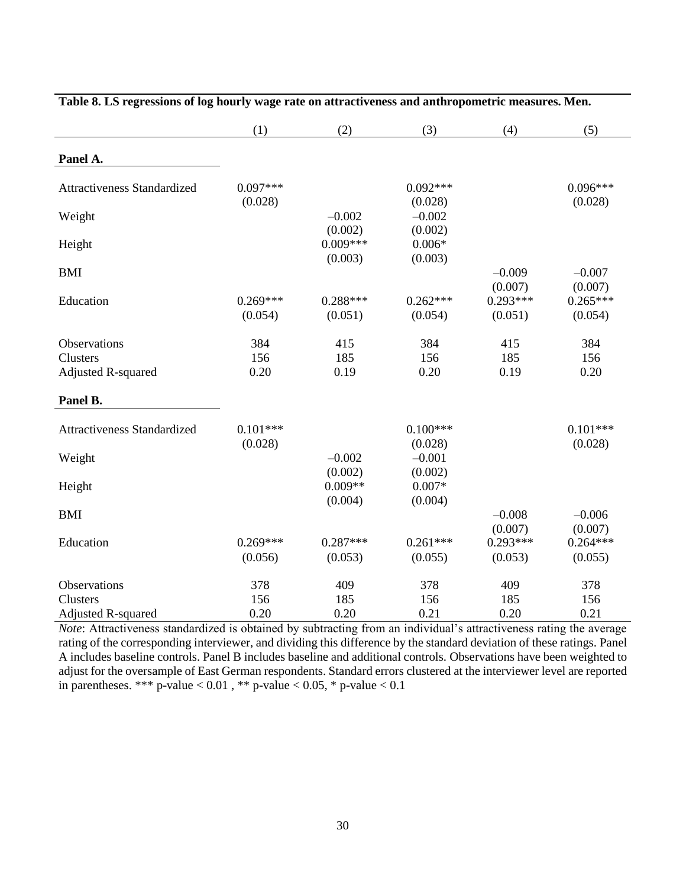**Table 8. LS regressions of log hourly wage rate on attractiveness and anthropometric measures. Men.**

| | (1) | (2) | (3) | (4) | (5) |
|---|---|---|---|---|---|
| **Panel A.** | | | | | |
| Attractiveness Standardized | 0.097*** | | 0.092*** | | 0.096*** |
| | (0.028) | | (0.028) | | (0.028) |
| Weight | | –0.002 | –0.002 | | |
| | | (0.002) | (0.002) | | |
| Height | | 0.009*** | 0.006* | | |
| | | (0.003) | (0.003) | | |
| BMI | | | | –0.009 | –0.007 |
| | | | | (0.007) | (0.007) |
| Education | 0.269*** | 0.288*** | 0.262*** | 0.293*** | 0.265*** |
| | (0.054) | (0.051) | (0.054) | (0.051) | (0.054) |
| Observations | 384 | 415 | 384 | 415 | 384 |
| Clusters | 156 | 185 | 156 | 185 | 156 |
| Adjusted R-squared | 0.20 | 0.19 | 0.20 | 0.19 | 0.20 |
| **Panel B.** | | | | | |
| Attractiveness Standardized | 0.101*** | | 0.100*** | | 0.101*** |
| | (0.028) | | (0.028) | | (0.028) |
| Weight | | –0.002 | –0.001 | | |
| | | (0.002) | (0.002) | | |
| Height | | 0.009** | 0.007* | | |
| | | (0.004) | (0.004) | | |
| BMI | | | | –0.008 | –0.006 |
| | | | | (0.007) | (0.007) |
| Education | 0.269*** | 0.287*** | 0.261*** | 0.293*** | 0.264*** |
| | (0.056) | (0.053) | (0.055) | (0.053) | (0.055) |
| Observations | 378 | 409 | 378 | 409 | 378 |
| Clusters | 156 | 185 | 156 | 185 | 156 |
| Adjusted R-squared | 0.20 | 0.20 | 0.21 | 0.20 | 0.21 |

*Note*: Attractiveness standardized is obtained by subtracting from an individual's attractiveness rating the average rating of the corresponding interviewer, and dividing this difference by the standard deviation of these ratings. Panel A includes baseline controls. Panel B includes baseline and additional controls. Observations have been weighted to adjust for the oversample of East German respondents. Standard errors clustered at the interviewer level are reported in parentheses. *** p-value < 0.01 , ** p-value < 0.05, * p-value < 0.1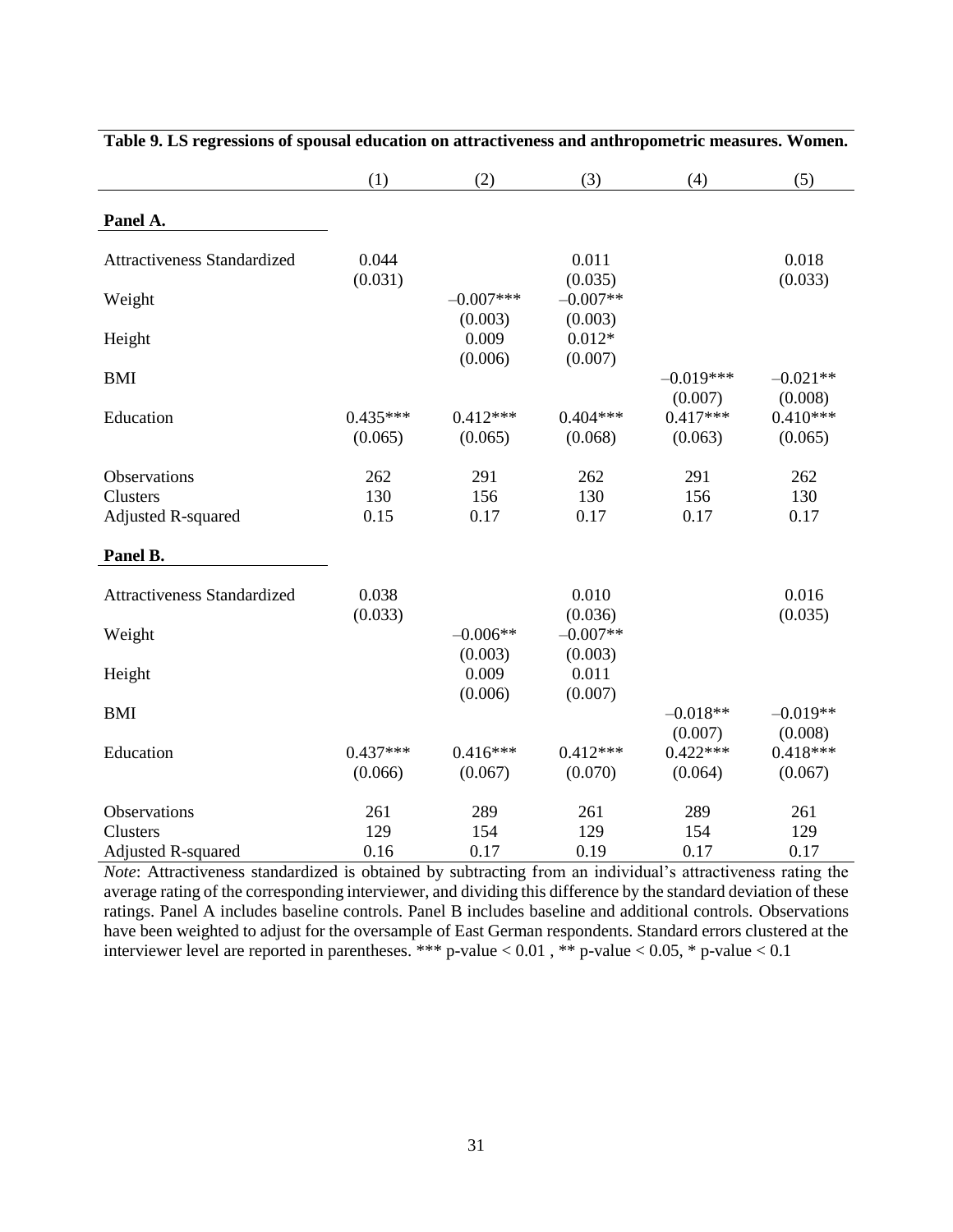**Table 9. LS regressions of spousal education on attractiveness and anthropometric measures. Women.**

| | (1) | (2) | (3) | (4) | (5) |
|---|---|---|---|---|---|
| **Panel A.** | | | | | |
| Attractiveness Standardized | 0.044 | | 0.011 | | 0.018 |
| | (0.031) | | (0.035) | | (0.033) |
| Weight | | –0.007*** | –0.007** | | |
| | | (0.003) | (0.003) | | |
| Height | | 0.009 | 0.012* | | |
| | | (0.006) | (0.007) | | |
| BMI | | | | –0.019*** | –0.021** |
| | | | | (0.007) | (0.008) |
| Education | 0.435*** | 0.412*** | 0.404*** | 0.417*** | 0.410*** |
| | (0.065) | (0.065) | (0.068) | (0.063) | (0.065) |
| Observations | 262 | 291 | 262 | 291 | 262 |
| Clusters | 130 | 156 | 130 | 156 | 130 |
| Adjusted R-squared | 0.15 | 0.17 | 0.17 | 0.17 | 0.17 |
| **Panel B.** | | | | | |
| Attractiveness Standardized | 0.038 | | 0.010 | | 0.016 |
| | (0.033) | | (0.036) | | (0.035) |
| Weight | | –0.006** | –0.007** | | |
| | | (0.003) | (0.003) | | |
| Height | | 0.009 | 0.011 | | |
| | | (0.006) | (0.007) | | |
| BMI | | | | –0.018** | –0.019** |
| | | | | (0.007) | (0.008) |
| Education | 0.437*** | 0.416*** | 0.412*** | 0.422*** | 0.418*** |
| | (0.066) | (0.067) | (0.070) | (0.064) | (0.067) |
| Observations | 261 | 289 | 261 | 289 | 261 |
| Clusters | 129 | 154 | 129 | 154 | 129 |
| Adjusted R-squared | 0.16 | 0.17 | 0.19 | 0.17 | 0.17 |

*Note*: Attractiveness standardized is obtained by subtracting from an individual's attractiveness rating the average rating of the corresponding interviewer, and dividing this difference by the standard deviation of these ratings. Panel A includes baseline controls. Panel B includes baseline and additional controls. Observations have been weighted to adjust for the oversample of East German respondents. Standard errors clustered at the interviewer level are reported in parentheses. *** p-value < 0.01 , ** p-value < 0.05, * p-value < 0.1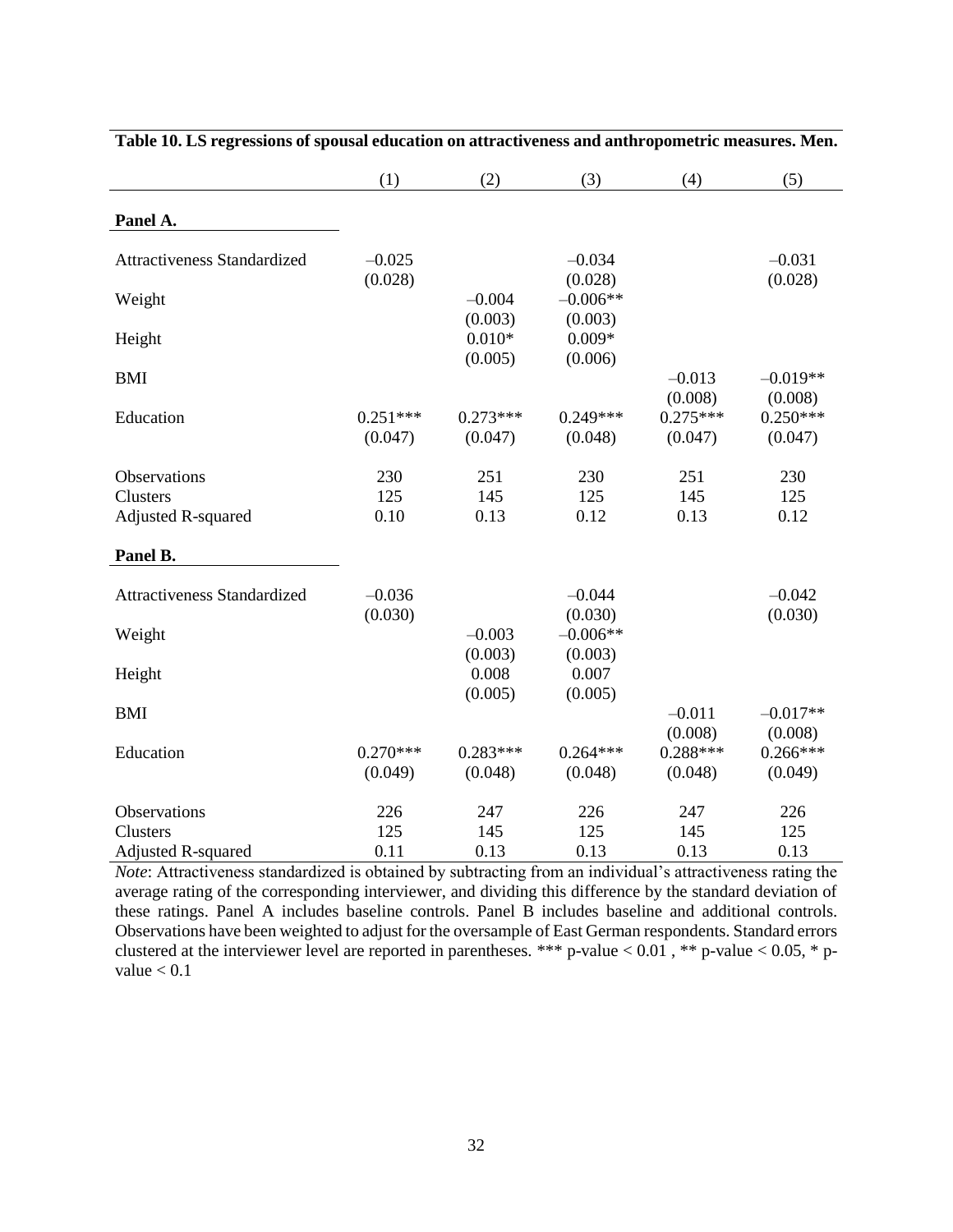**Table 10. LS regressions of spousal education on attractiveness and anthropometric measures. Men.**

| | (1) | (2) | (3) | (4) | (5) |
|---|---|---|---|---|---|
| **Panel A.** | | | | | |
| Attractiveness Standardized | –0.025 | | –0.034 | | –0.031 |
| | (0.028) | | (0.028) | | (0.028) |
| Weight | | –0.004 | –0.006** | | |
| | | (0.003) | (0.003) | | |
| Height | | 0.010* | 0.009* | | |
| | | (0.005) | (0.006) | | |
| BMI | | | | –0.013 | –0.019** |
| | | | | (0.008) | (0.008) |
| Education | 0.251*** | 0.273*** | 0.249*** | 0.275*** | 0.250*** |
| | (0.047) | (0.047) | (0.048) | (0.047) | (0.047) |
| Observations | 230 | 251 | 230 | 251 | 230 |
| Clusters | 125 | 145 | 125 | 145 | 125 |
| Adjusted R-squared | 0.10 | 0.13 | 0.12 | 0.13 | 0.12 |
| **Panel B.** | | | | | |
| Attractiveness Standardized | –0.036 | | –0.044 | | –0.042 |
| | (0.030) | | (0.030) | | (0.030) |
| Weight | | –0.003 | –0.006** | | |
| | | (0.003) | (0.003) | | |
| Height | | 0.008 | 0.007 | | |
| | | (0.005) | (0.005) | | |
| BMI | | | | –0.011 | –0.017** |
| | | | | (0.008) | (0.008) |
| Education | 0.270*** | 0.283*** | 0.264*** | 0.288*** | 0.266*** |
| | (0.049) | (0.048) | (0.048) | (0.048) | (0.049) |
| Observations | 226 | 247 | 226 | 247 | 226 |
| Clusters | 125 | 145 | 125 | 145 | 125 |
| Adjusted R-squared | 0.11 | 0.13 | 0.13 | 0.13 | 0.13 |

*Note*: Attractiveness standardized is obtained by subtracting from an individual's attractiveness rating the average rating of the corresponding interviewer, and dividing this difference by the standard deviation of these ratings. Panel A includes baseline controls. Panel B includes baseline and additional controls. Observations have been weighted to adjust for the oversample of East German respondents. Standard errors clustered at the interviewer level are reported in parentheses. *** p-value < 0.01 , ** p-value < 0.05, * p-value < 0.1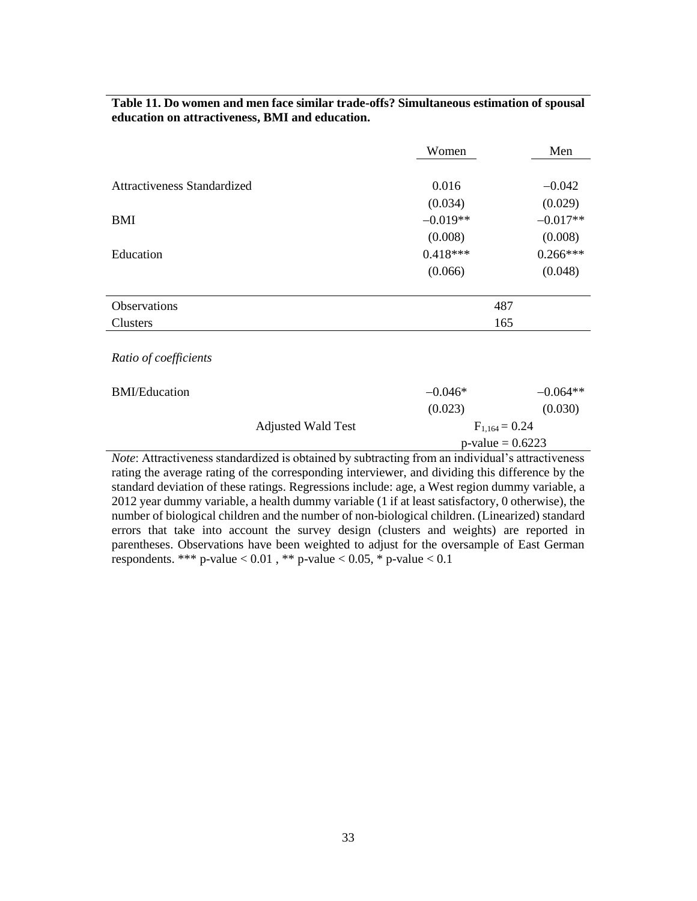**Table 11. Do women and men face similar trade-offs? Simultaneous estimation of spousal education on attractiveness, BMI and education.**

| | Women | Men |
|---|---|---|
| Attractiveness Standardized | 0.016 | −0.042 |
| | (0.034) | (0.029) |
| BMI | −0.019** | −0.017** |
| | (0.008) | (0.008) |
| Education | 0.418*** | 0.266*** |
| | (0.066) | (0.048) |
| Observations | 487 | |
| Clusters | 165 | |
| *Ratio of coefficients* | | |
| BMI/Education | −0.046* | −0.064** |
| | (0.023) | (0.030) |
| Adjusted Wald Test | $F_{1,164} = 0.24$ | |
| | p-value = 0.6223 | |

*Note*: Attractiveness standardized is obtained by subtracting from an individual's attractiveness rating the average rating of the corresponding interviewer, and dividing this difference by the standard deviation of these ratings. Regressions include: age, a West region dummy variable, a 2012 year dummy variable, a health dummy variable (1 if at least satisfactory, 0 otherwise), the number of biological children and the number of non-biological children. (Linearized) standard errors that take into account the survey design (clusters and weights) are reported in parentheses. Observations have been weighted to adjust for the oversample of East German respondents. *** p-value < 0.01 , ** p-value < 0.05, * p-value < 0.1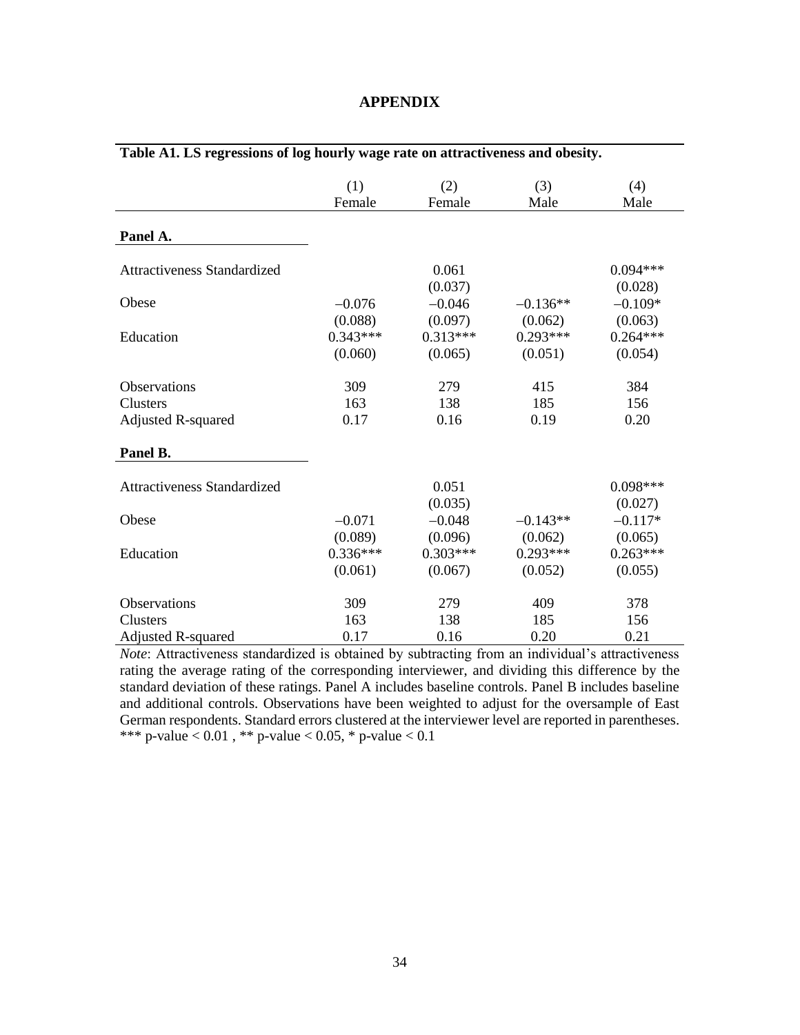# APPENDIX

**Table A1. LS regressions of log hourly wage rate on attractiveness and obesity.**

| | (1) Female | (2) Female | (3) Male | (4) Male |
|---|---|---|---|---|
| **Panel A.** | | | | |
| Attractiveness Standardized | | 0.061 | | 0.094*** |
| | | (0.037) | | (0.028) |
| Obese | −0.076 | −0.046 | −0.136** | −0.109* |
| | (0.088) | (0.097) | (0.062) | (0.063) |
| Education | 0.343*** | 0.313*** | 0.293*** | 0.264*** |
| | (0.060) | (0.065) | (0.051) | (0.054) |
| Observations | 309 | 279 | 415 | 384 |
| Clusters | 163 | 138 | 185 | 156 |
| Adjusted R-squared | 0.17 | 0.16 | 0.19 | 0.20 |
| **Panel B.** | | | | |
| Attractiveness Standardized | | 0.051 | | 0.098*** |
| | | (0.035) | | (0.027) |
| Obese | −0.071 | −0.048 | −0.143** | −0.117* |
| | (0.089) | (0.096) | (0.062) | (0.065) |
| Education | 0.336*** | 0.303*** | 0.293*** | 0.263*** |
| | (0.061) | (0.067) | (0.052) | (0.055) |
| Observations | 309 | 279 | 409 | 378 |
| Clusters | 163 | 138 | 185 | 156 |
| Adjusted R-squared | 0.17 | 0.16 | 0.20 | 0.21 |

*Note*: Attractiveness standardized is obtained by subtracting from an individual's attractiveness rating the average rating of the corresponding interviewer, and dividing this difference by the standard deviation of these ratings. Panel A includes baseline controls. Panel B includes baseline and additional controls. Observations have been weighted to adjust for the oversample of East German respondents. Standard errors clustered at the interviewer level are reported in parentheses. *** p-value < 0.01 , ** p-value < 0.05, * p-value < 0.1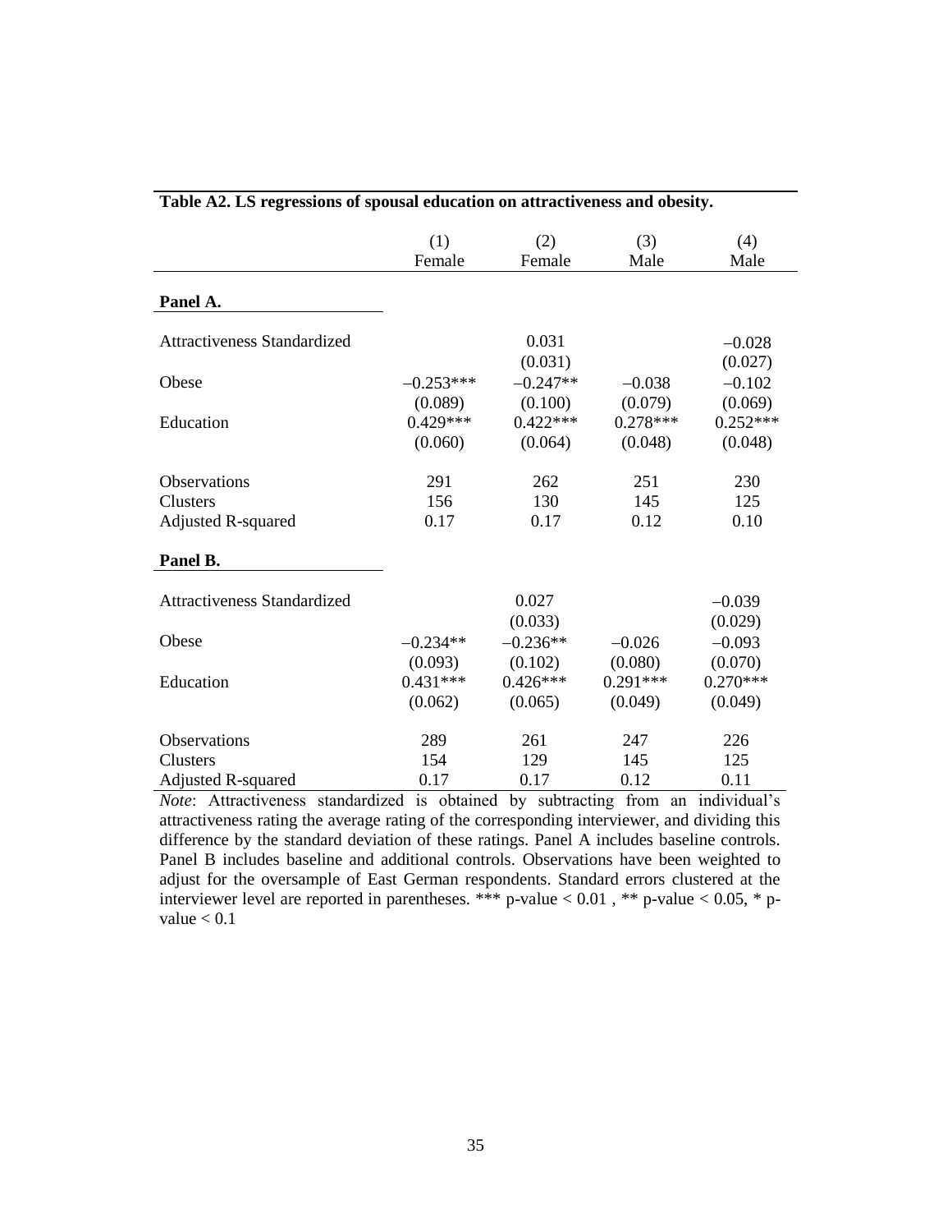**Table A2. LS regressions of spousal education on attractiveness and obesity.**

| | (1) Female | (2) Female | (3) Male | (4) Male |
|---|---|---|---|---|
| **Panel A.** | | | | |
| Attractiveness Standardized | | 0.031 | | −0.028 |
| | | (0.031) | | (0.027) |
| Obese | −0.253*** | −0.247** | −0.038 | −0.102 |
| | (0.089) | (0.100) | (0.079) | (0.069) |
| Education | 0.429*** | 0.422*** | 0.278*** | 0.252*** |
| | (0.060) | (0.064) | (0.048) | (0.048) |
| Observations | 291 | 262 | 251 | 230 |
| Clusters | 156 | 130 | 145 | 125 |
| Adjusted R-squared | 0.17 | 0.17 | 0.12 | 0.10 |
| **Panel B.** | | | | |
| Attractiveness Standardized | | 0.027 | | −0.039 |
| | | (0.033) | | (0.029) |
| Obese | −0.234** | −0.236** | −0.026 | −0.093 |
| | (0.093) | (0.102) | (0.080) | (0.070) |
| Education | 0.431*** | 0.426*** | 0.291*** | 0.270*** |
| | (0.062) | (0.065) | (0.049) | (0.049) |
| Observations | 289 | 261 | 247 | 226 |
| Clusters | 154 | 129 | 145 | 125 |
| Adjusted R-squared | 0.17 | 0.17 | 0.12 | 0.11 |

*Note*: Attractiveness standardized is obtained by subtracting from an individual's attractiveness rating the average rating of the corresponding interviewer, and dividing this difference by the standard deviation of these ratings. Panel A includes baseline controls. Panel B includes baseline and additional controls. Observations have been weighted to adjust for the oversample of East German respondents. Standard errors clustered at the interviewer level are reported in parentheses. *** p-value < 0.01 , ** p-value < 0.05, * p-value < 0.1